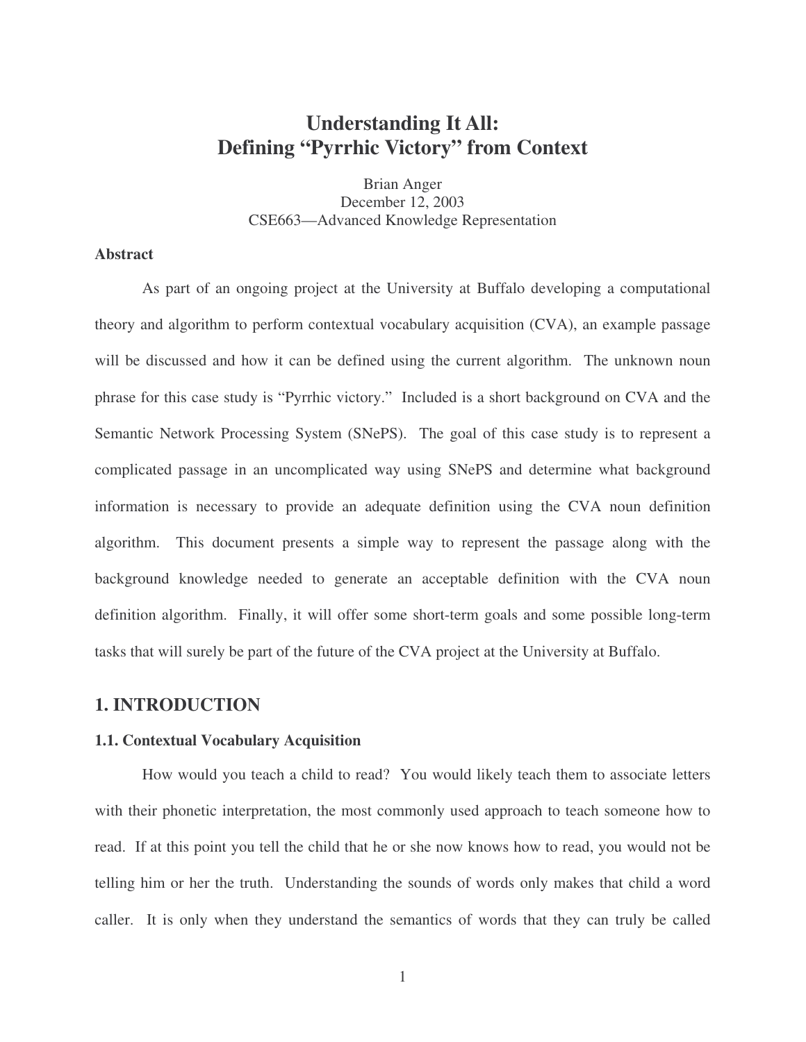# Understanding It All: Defining "Pyrrhic Victory" from Context

Brian Anger
December 12, 2003
CSE663—Advanced Knowledge Representation

**Abstract**

As part of an ongoing project at the University at Buffalo developing a computational theory and algorithm to perform contextual vocabulary acquisition (CVA), an example passage will be discussed and how it can be defined using the current algorithm. The unknown noun phrase for this case study is "Pyrrhic victory." Included is a short background on CVA and the Semantic Network Processing System (SNePS). The goal of this case study is to represent a complicated passage in an uncomplicated way using SNePS and determine what background information is necessary to provide an adequate definition using the CVA noun definition algorithm. This document presents a simple way to represent the passage along with the background knowledge needed to generate an acceptable definition with the CVA noun definition algorithm. Finally, it will offer some short-term goals and some possible long-term tasks that will surely be part of the future of the CVA project at the University at Buffalo.

## 1. INTRODUCTION

### 1.1. Contextual Vocabulary Acquisition

How would you teach a child to read? You would likely teach them to associate letters with their phonetic interpretation, the most commonly used approach to teach someone how to read. If at this point you tell the child that he or she now knows how to read, you would not be telling him or her the truth. Understanding the sounds of words only makes that child a word caller. It is only when they understand the semantics of words that they can truly be called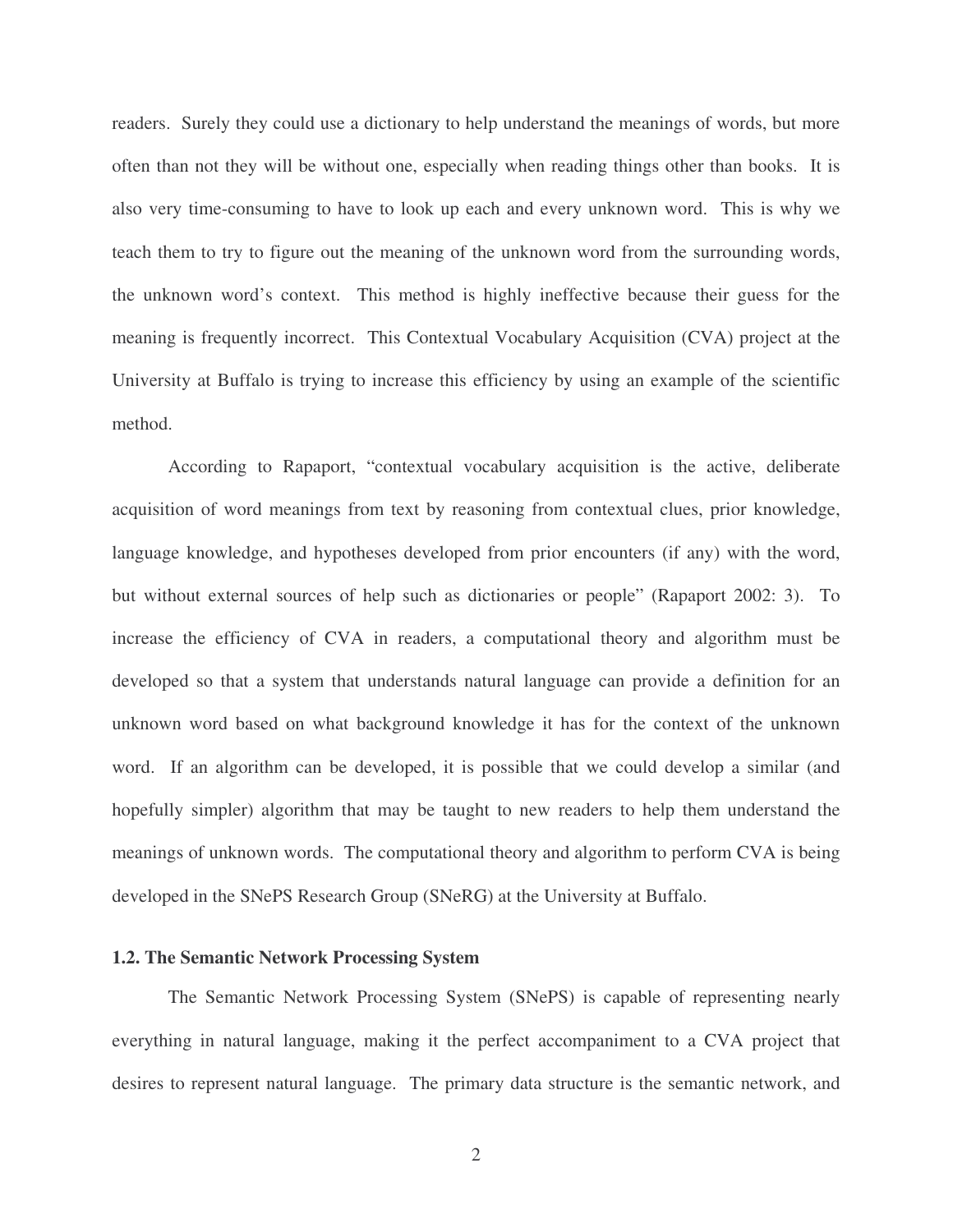readers. Surely they could use a dictionary to help understand the meanings of words, but more often than not they will be without one, especially when reading things other than books. It is also very time-consuming to have to look up each and every unknown word. This is why we teach them to try to figure out the meaning of the unknown word from the surrounding words, the unknown word's context. This method is highly ineffective because their guess for the meaning is frequently incorrect. This Contextual Vocabulary Acquisition (CVA) project at the University at Buffalo is trying to increase this efficiency by using an example of the scientific method.

According to Rapaport, "contextual vocabulary acquisition is the active, deliberate acquisition of word meanings from text by reasoning from contextual clues, prior knowledge, language knowledge, and hypotheses developed from prior encounters (if any) with the word, but without external sources of help such as dictionaries or people" (Rapaport 2002: 3). To increase the efficiency of CVA in readers, a computational theory and algorithm must be developed so that a system that understands natural language can provide a definition for an unknown word based on what background knowledge it has for the context of the unknown word. If an algorithm can be developed, it is possible that we could develop a similar (and hopefully simpler) algorithm that may be taught to new readers to help them understand the meanings of unknown words. The computational theory and algorithm to perform CVA is being developed in the SNePS Research Group (SNeRG) at the University at Buffalo.

### 1.2. The Semantic Network Processing System

The Semantic Network Processing System (SNePS) is capable of representing nearly everything in natural language, making it the perfect accompaniment to a CVA project that desires to represent natural language. The primary data structure is the semantic network, and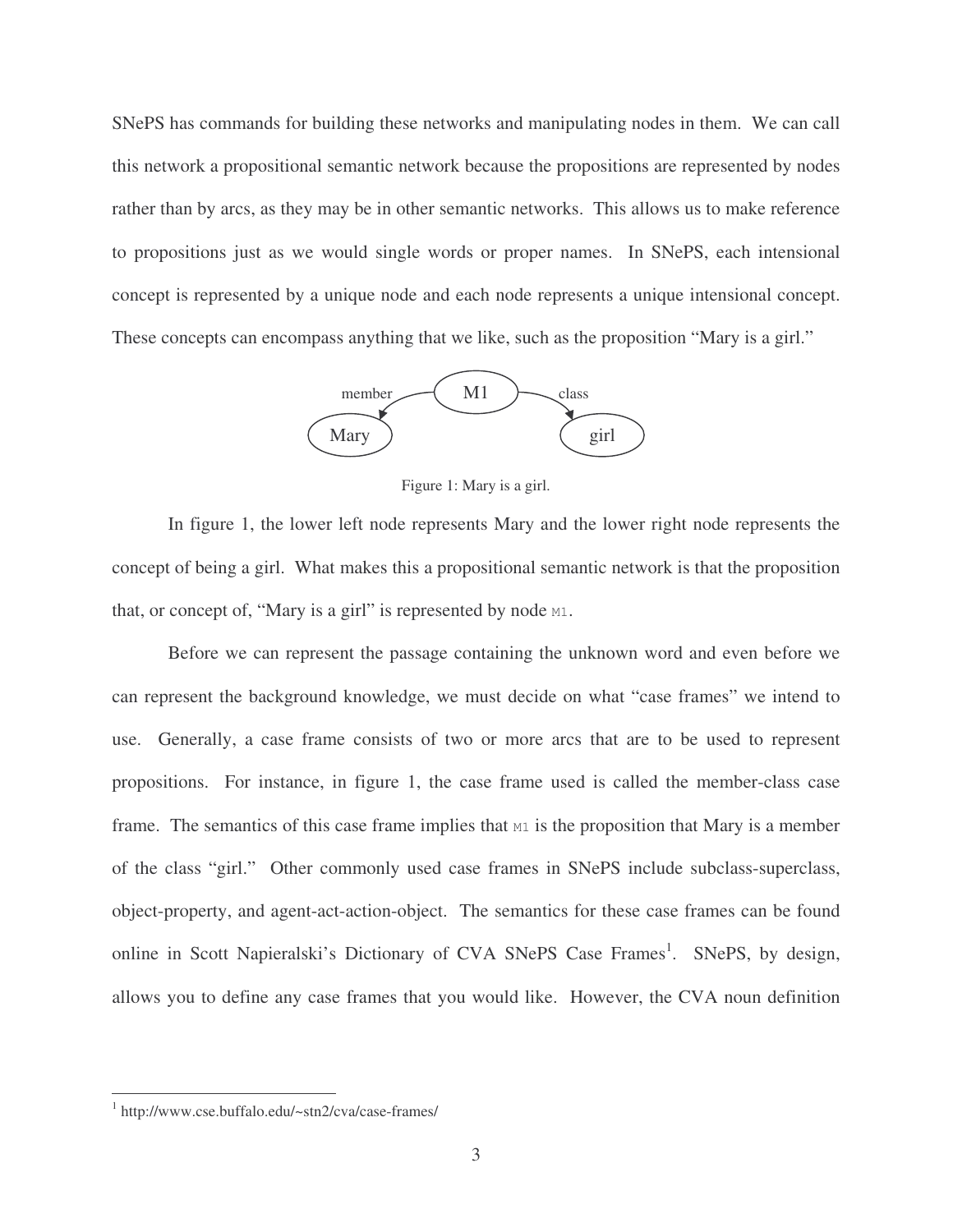SNePS has commands for building these networks and manipulating nodes in them. We can call this network a propositional semantic network because the propositions are represented by nodes rather than by arcs, as they may be in other semantic networks. This allows us to make reference to propositions just as we would single words or proper names. In SNePS, each intensional concept is represented by a unique node and each node represents a unique intensional concept. These concepts can encompass anything that we like, such as the proposition "Mary is a girl."

Figure 1: Mary is a girl.

In figure 1, the lower left node represents Mary and the lower right node represents the concept of being a girl. What makes this a propositional semantic network is that the proposition that, or concept of, "Mary is a girl" is represented by node `M1`.

Before we can represent the passage containing the unknown word and even before we can represent the background knowledge, we must decide on what "case frames" we intend to use. Generally, a case frame consists of two or more arcs that are to be used to represent propositions. For instance, in figure 1, the case frame used is called the member-class case frame. The semantics of this case frame implies that `M1` is the proposition that Mary is a member of the class "girl." Other commonly used case frames in SNePS include subclass-superclass, object-property, and agent-act-action-object. The semantics for these case frames can be found online in Scott Napieralski's Dictionary of CVA SNePS Case Frames[1]. SNePS, by design, allows you to define any case frames that you would like. However, the CVA noun definition

[1] http://www.cse.buffalo.edu/~stn2/cva/case-frames/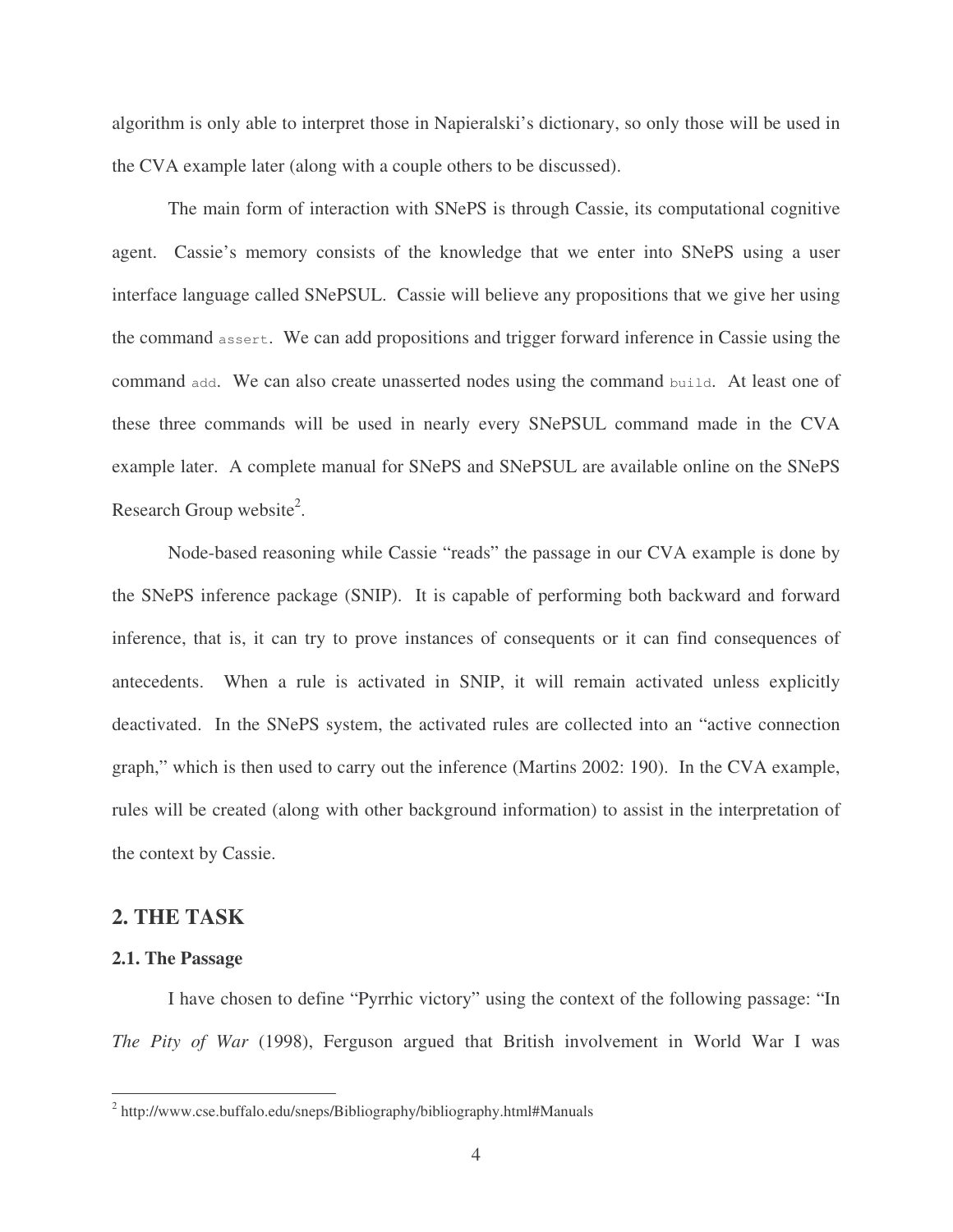algorithm is only able to interpret those in Napieralski's dictionary, so only those will be used in the CVA example later (along with a couple others to be discussed).

The main form of interaction with SNePS is through Cassie, its computational cognitive agent. Cassie's memory consists of the knowledge that we enter into SNePS using a user interface language called SNePSUL. Cassie will believe any propositions that we give her using the command `assert`. We can add propositions and trigger forward inference in Cassie using the command `add`. We can also create unasserted nodes using the command `build`. At least one of these three commands will be used in nearly every SNePSUL command made in the CVA example later. A complete manual for SNePS and SNePSUL are available online on the SNePS Research Group website[2].

Node-based reasoning while Cassie "reads" the passage in our CVA example is done by the SNePS inference package (SNIP). It is capable of performing both backward and forward inference, that is, it can try to prove instances of consequents or it can find consequences of antecedents. When a rule is activated in SNIP, it will remain activated unless explicitly deactivated. In the SNePS system, the activated rules are collected into an "active connection graph," which is then used to carry out the inference (Martins 2002: 190). In the CVA example, rules will be created (along with other background information) to assist in the interpretation of the context by Cassie.

## 2. THE TASK

### 2.1. The Passage

I have chosen to define "Pyrrhic victory" using the context of the following passage: "In *The Pity of War* (1998), Ferguson argued that British involvement in World War I was

---

[2] http://www.cse.buffalo.edu/sneps/Bibliography/bibliography.html#Manuals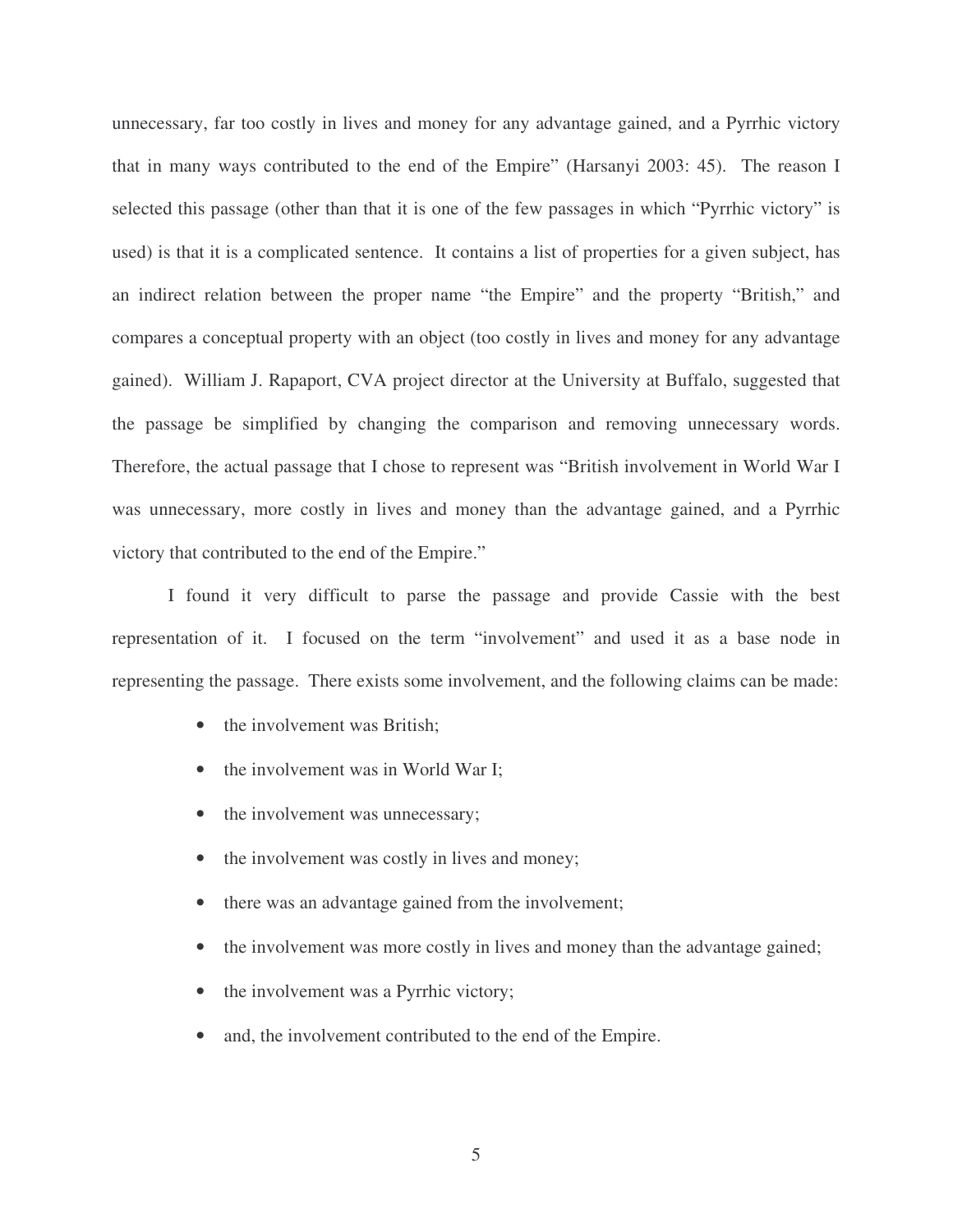unnecessary, far too costly in lives and money for any advantage gained, and a Pyrrhic victory that in many ways contributed to the end of the Empire" (Harsanyi 2003: 45). The reason I selected this passage (other than that it is one of the few passages in which "Pyrrhic victory" is used) is that it is a complicated sentence. It contains a list of properties for a given subject, has an indirect relation between the proper name "the Empire" and the property "British," and compares a conceptual property with an object (too costly in lives and money for any advantage gained). William J. Rapaport, CVA project director at the University at Buffalo, suggested that the passage be simplified by changing the comparison and removing unnecessary words. Therefore, the actual passage that I chose to represent was "British involvement in World War I was unnecessary, more costly in lives and money than the advantage gained, and a Pyrrhic victory that contributed to the end of the Empire."

I found it very difficult to parse the passage and provide Cassie with the best representation of it. I focused on the term "involvement" and used it as a base node in representing the passage. There exists some involvement, and the following claims can be made:

- the involvement was British;
- the involvement was in World War I;
- the involvement was unnecessary;
- the involvement was costly in lives and money;
- there was an advantage gained from the involvement;
- the involvement was more costly in lives and money than the advantage gained;
- the involvement was a Pyrrhic victory;
- and, the involvement contributed to the end of the Empire.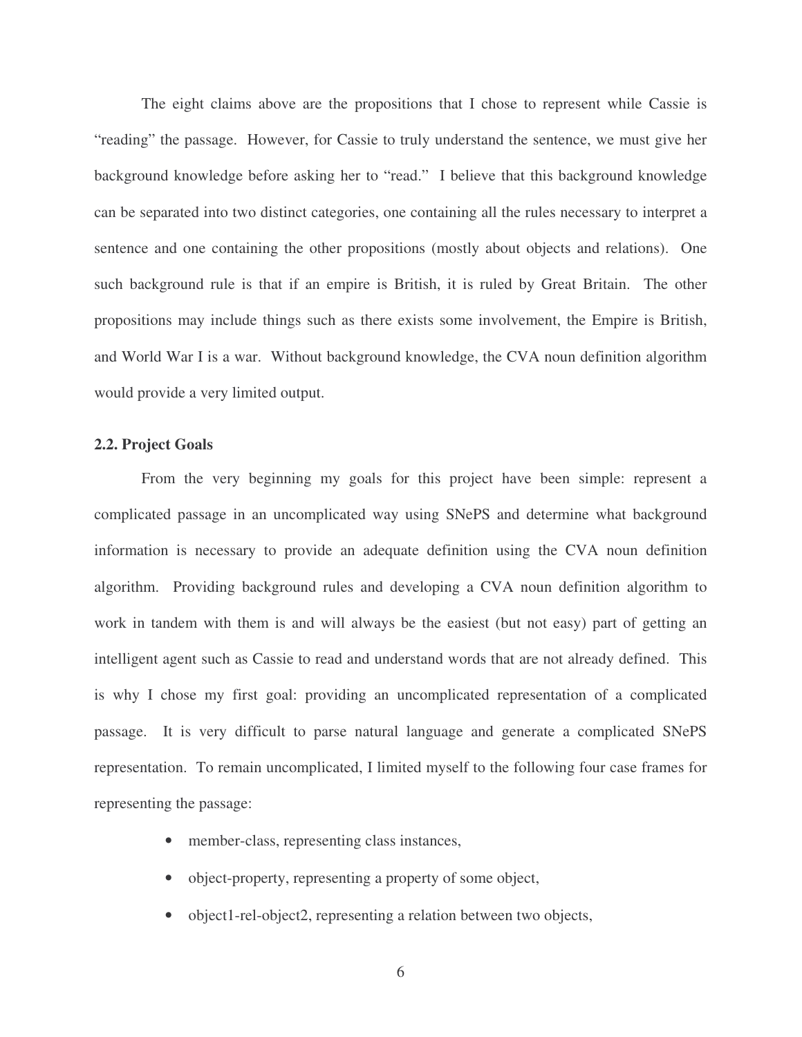The eight claims above are the propositions that I chose to represent while Cassie is "reading" the passage. However, for Cassie to truly understand the sentence, we must give her background knowledge before asking her to "read." I believe that this background knowledge can be separated into two distinct categories, one containing all the rules necessary to interpret a sentence and one containing the other propositions (mostly about objects and relations). One such background rule is that if an empire is British, it is ruled by Great Britain. The other propositions may include things such as there exists some involvement, the Empire is British, and World War I is a war. Without background knowledge, the CVA noun definition algorithm would provide a very limited output.

### 2.2. Project Goals

From the very beginning my goals for this project have been simple: represent a complicated passage in an uncomplicated way using SNePS and determine what background information is necessary to provide an adequate definition using the CVA noun definition algorithm. Providing background rules and developing a CVA noun definition algorithm to work in tandem with them is and will always be the easiest (but not easy) part of getting an intelligent agent such as Cassie to read and understand words that are not already defined. This is why I chose my first goal: providing an uncomplicated representation of a complicated passage. It is very difficult to parse natural language and generate a complicated SNePS representation. To remain uncomplicated, I limited myself to the following four case frames for representing the passage:

- member-class, representing class instances,
- object-property, representing a property of some object,
- object1-rel-object2, representing a relation between two objects,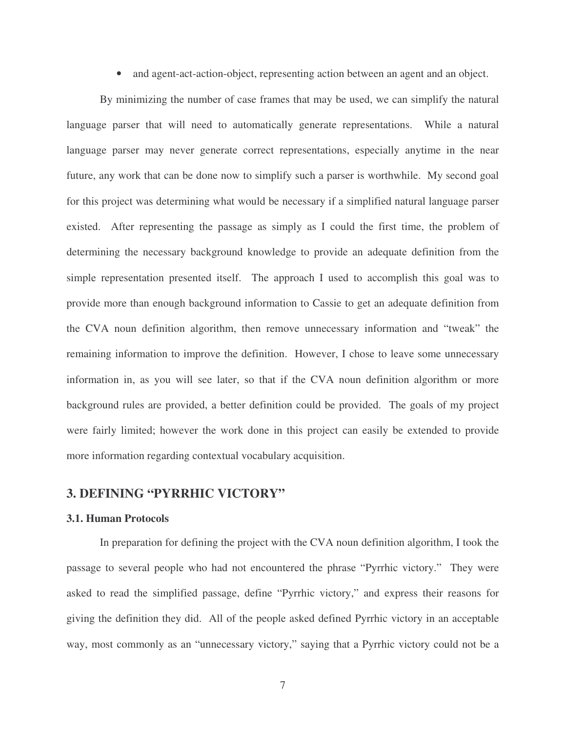- and agent-act-action-object, representing action between an agent and an object.

By minimizing the number of case frames that may be used, we can simplify the natural language parser that will need to automatically generate representations. While a natural language parser may never generate correct representations, especially anytime in the near future, any work that can be done now to simplify such a parser is worthwhile. My second goal for this project was determining what would be necessary if a simplified natural language parser existed. After representing the passage as simply as I could the first time, the problem of determining the necessary background knowledge to provide an adequate definition from the simple representation presented itself. The approach I used to accomplish this goal was to provide more than enough background information to Cassie to get an adequate definition from the CVA noun definition algorithm, then remove unnecessary information and "tweak" the remaining information to improve the definition. However, I chose to leave some unnecessary information in, as you will see later, so that if the CVA noun definition algorithm or more background rules are provided, a better definition could be provided. The goals of my project were fairly limited; however the work done in this project can easily be extended to provide more information regarding contextual vocabulary acquisition.

## 3. DEFINING "PYRRHIC VICTORY"

### 3.1. Human Protocols

In preparation for defining the project with the CVA noun definition algorithm, I took the passage to several people who had not encountered the phrase "Pyrrhic victory." They were asked to read the simplified passage, define "Pyrrhic victory," and express their reasons for giving the definition they did. All of the people asked defined Pyrrhic victory in an acceptable way, most commonly as an "unnecessary victory," saying that a Pyrrhic victory could not be a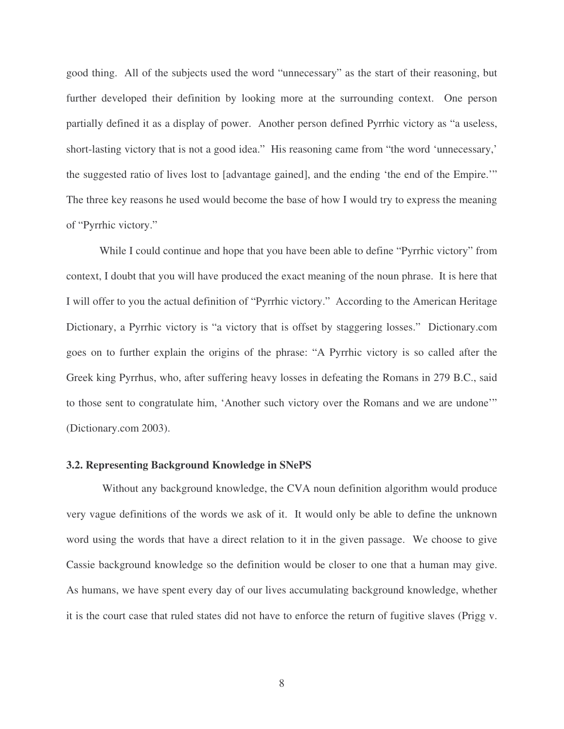good thing. All of the subjects used the word "unnecessary" as the start of their reasoning, but further developed their definition by looking more at the surrounding context. One person partially defined it as a display of power. Another person defined Pyrrhic victory as "a useless, short-lasting victory that is not a good idea." His reasoning came from "the word 'unnecessary,' the suggested ratio of lives lost to [advantage gained], and the ending 'the end of the Empire.'" The three key reasons he used would become the base of how I would try to express the meaning of "Pyrrhic victory."

While I could continue and hope that you have been able to define "Pyrrhic victory" from context, I doubt that you will have produced the exact meaning of the noun phrase. It is here that I will offer to you the actual definition of "Pyrrhic victory." According to the American Heritage Dictionary, a Pyrrhic victory is "a victory that is offset by staggering losses." Dictionary.com goes on to further explain the origins of the phrase: "A Pyrrhic victory is so called after the Greek king Pyrrhus, who, after suffering heavy losses in defeating the Romans in 279 B.C., said to those sent to congratulate him, 'Another such victory over the Romans and we are undone'" (Dictionary.com 2003).

### 3.2. Representing Background Knowledge in SNePS

Without any background knowledge, the CVA noun definition algorithm would produce very vague definitions of the words we ask of it. It would only be able to define the unknown word using the words that have a direct relation to it in the given passage. We choose to give Cassie background knowledge so the definition would be closer to one that a human may give. As humans, we have spent every day of our lives accumulating background knowledge, whether it is the court case that ruled states did not have to enforce the return of fugitive slaves (Prigg v.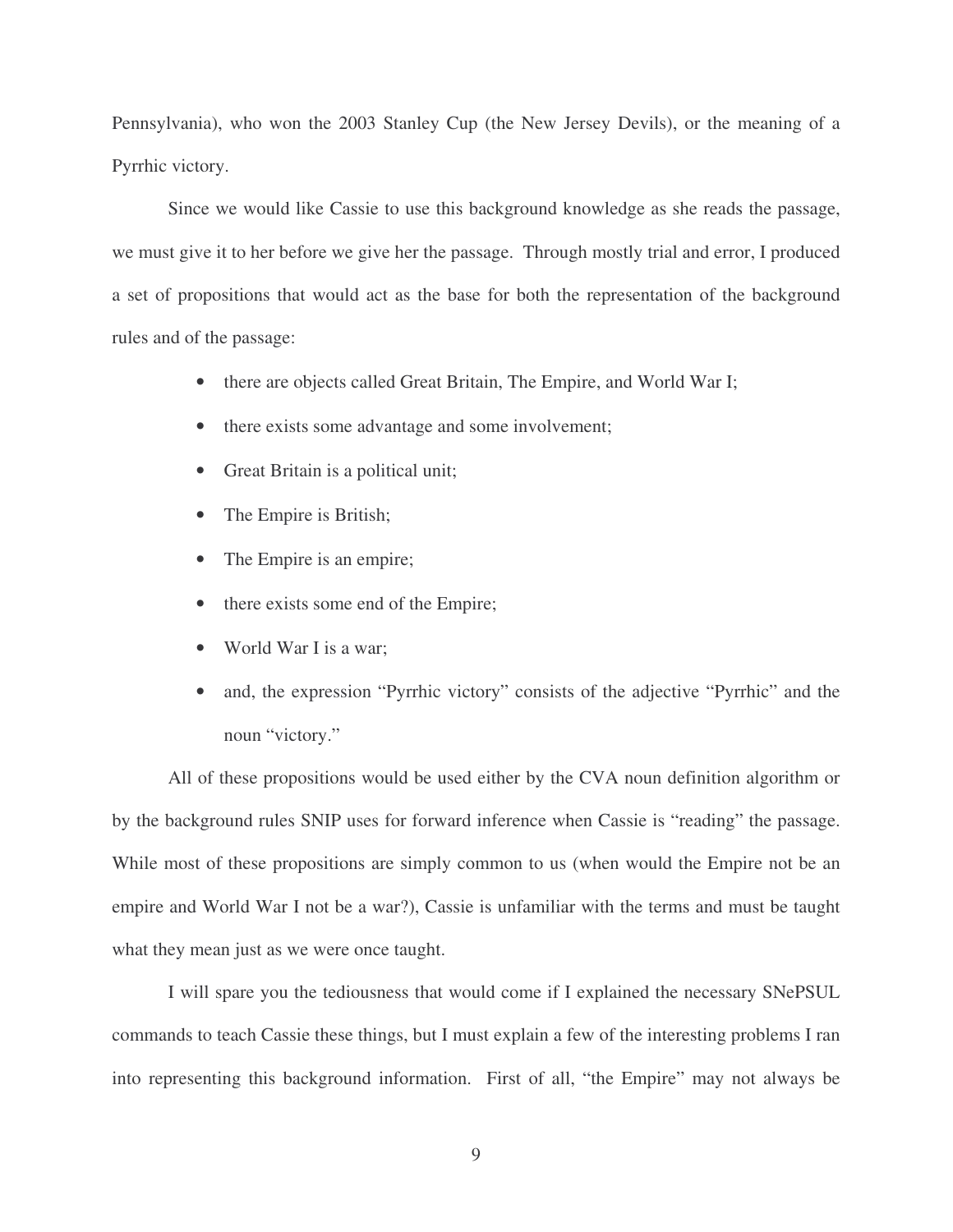Pennsylvania), who won the 2003 Stanley Cup (the New Jersey Devils), or the meaning of a Pyrrhic victory.

Since we would like Cassie to use this background knowledge as she reads the passage, we must give it to her before we give her the passage. Through mostly trial and error, I produced a set of propositions that would act as the base for both the representation of the background rules and of the passage:

- there are objects called Great Britain, The Empire, and World War I;
- there exists some advantage and some involvement;
- Great Britain is a political unit;
- The Empire is British;
- The Empire is an empire;
- there exists some end of the Empire;
- World War I is a war;
- and, the expression "Pyrrhic victory" consists of the adjective "Pyrrhic" and the noun "victory."

All of these propositions would be used either by the CVA noun definition algorithm or by the background rules SNIP uses for forward inference when Cassie is "reading" the passage. While most of these propositions are simply common to us (when would the Empire not be an empire and World War I not be a war?), Cassie is unfamiliar with the terms and must be taught what they mean just as we were once taught.

I will spare you the tediousness that would come if I explained the necessary SNePSUL commands to teach Cassie these things, but I must explain a few of the interesting problems I ran into representing this background information. First of all, "the Empire" may not always be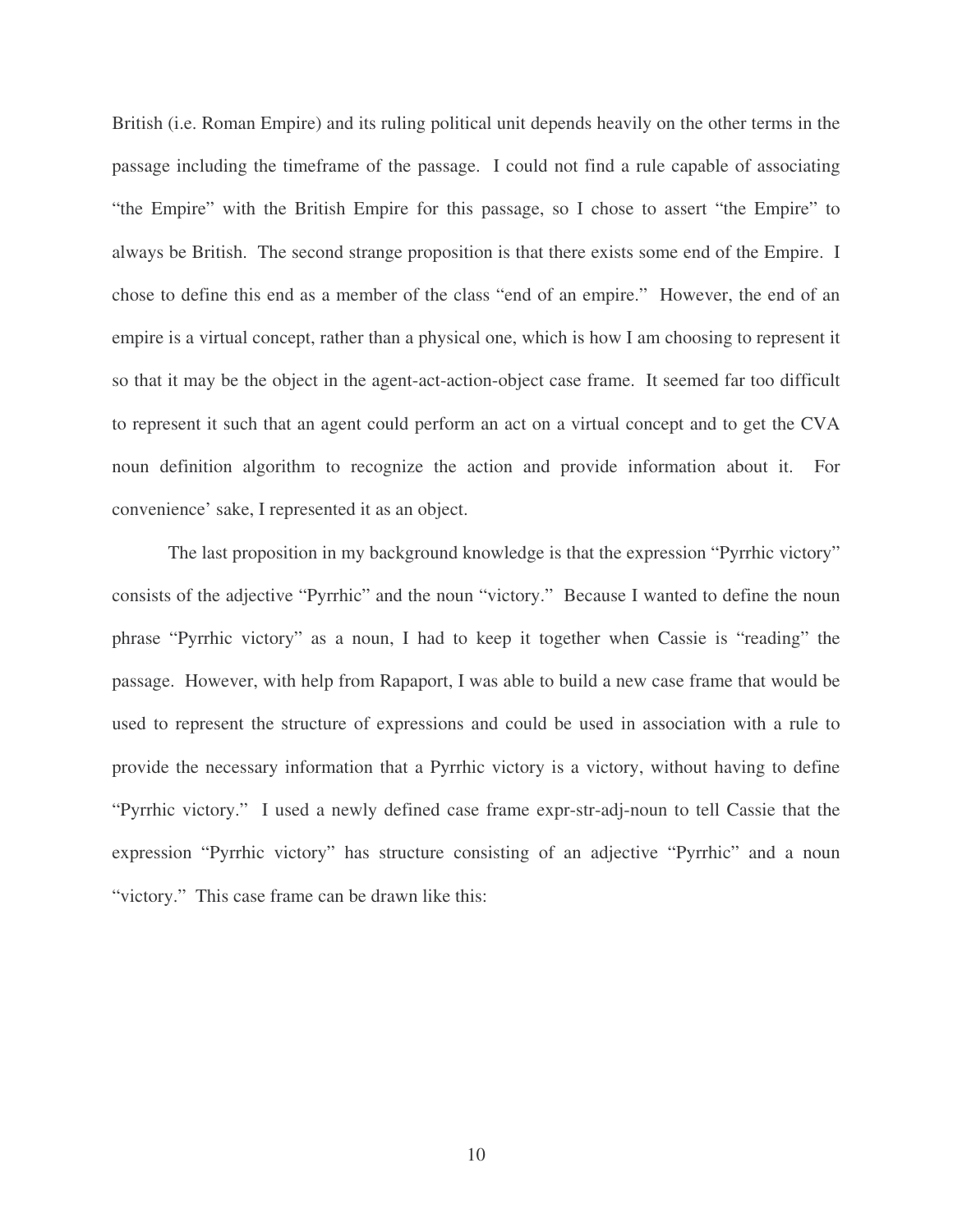British (i.e. Roman Empire) and its ruling political unit depends heavily on the other terms in the passage including the timeframe of the passage. I could not find a rule capable of associating "the Empire" with the British Empire for this passage, so I chose to assert "the Empire" to always be British. The second strange proposition is that there exists some end of the Empire. I chose to define this end as a member of the class "end of an empire." However, the end of an empire is a virtual concept, rather than a physical one, which is how I am choosing to represent it so that it may be the object in the agent-act-action-object case frame. It seemed far too difficult to represent it such that an agent could perform an act on a virtual concept and to get the CVA noun definition algorithm to recognize the action and provide information about it. For convenience' sake, I represented it as an object.

The last proposition in my background knowledge is that the expression "Pyrrhic victory" consists of the adjective "Pyrrhic" and the noun "victory." Because I wanted to define the noun phrase "Pyrrhic victory" as a noun, I had to keep it together when Cassie is "reading" the passage. However, with help from Rapaport, I was able to build a new case frame that would be used to represent the structure of expressions and could be used in association with a rule to provide the necessary information that a Pyrrhic victory is a victory, without having to define "Pyrrhic victory." I used a newly defined case frame expr-str-adj-noun to tell Cassie that the expression "Pyrrhic victory" has structure consisting of an adjective "Pyrrhic" and a noun "victory." This case frame can be drawn like this: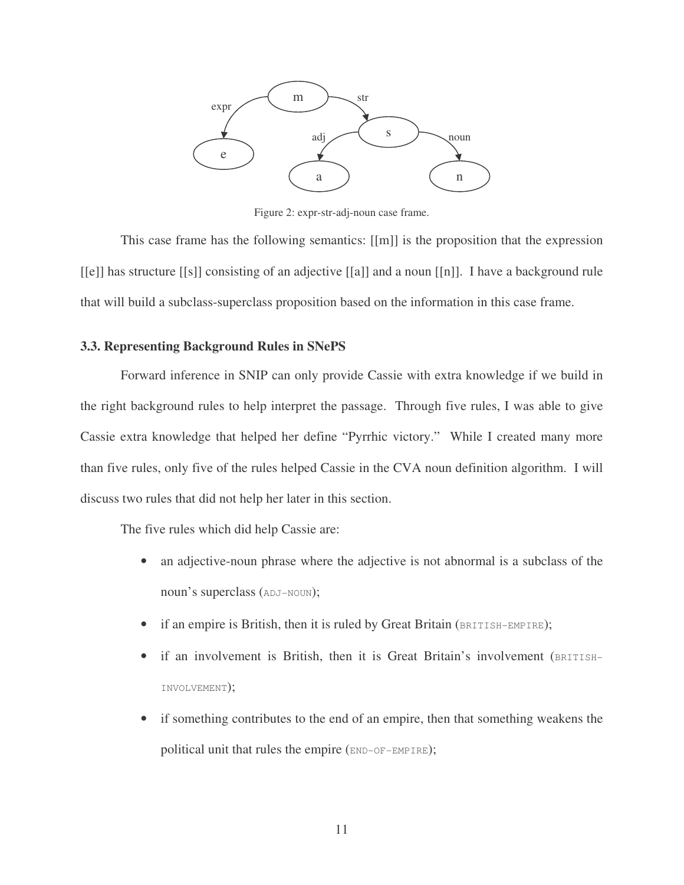Figure 2: expr-str-adj-noun case frame.

This case frame has the following semantics: [[m]] is the proposition that the expression [[e]] has structure [[s]] consisting of an adjective [[a]] and a noun [[n]]. I have a background rule that will build a subclass-superclass proposition based on the information in this case frame.

### 3.3. Representing Background Rules in SNePS

Forward inference in SNIP can only provide Cassie with extra knowledge if we build in the right background rules to help interpret the passage. Through five rules, I was able to give Cassie extra knowledge that helped her define "Pyrrhic victory." While I created many more than five rules, only five of the rules helped Cassie in the CVA noun definition algorithm. I will discuss two rules that did not help her later in this section.

The five rules which did help Cassie are:

- an adjective-noun phrase where the adjective is not abnormal is a subclass of the noun's superclass (ADJ-NOUN);
- if an empire is British, then it is ruled by Great Britain (BRITISH-EMPIRE);
- if an involvement is British, then it is Great Britain's involvement (BRITISH-INVOLVEMENT);
- if something contributes to the end of an empire, then that something weakens the political unit that rules the empire (END-OF-EMPIRE);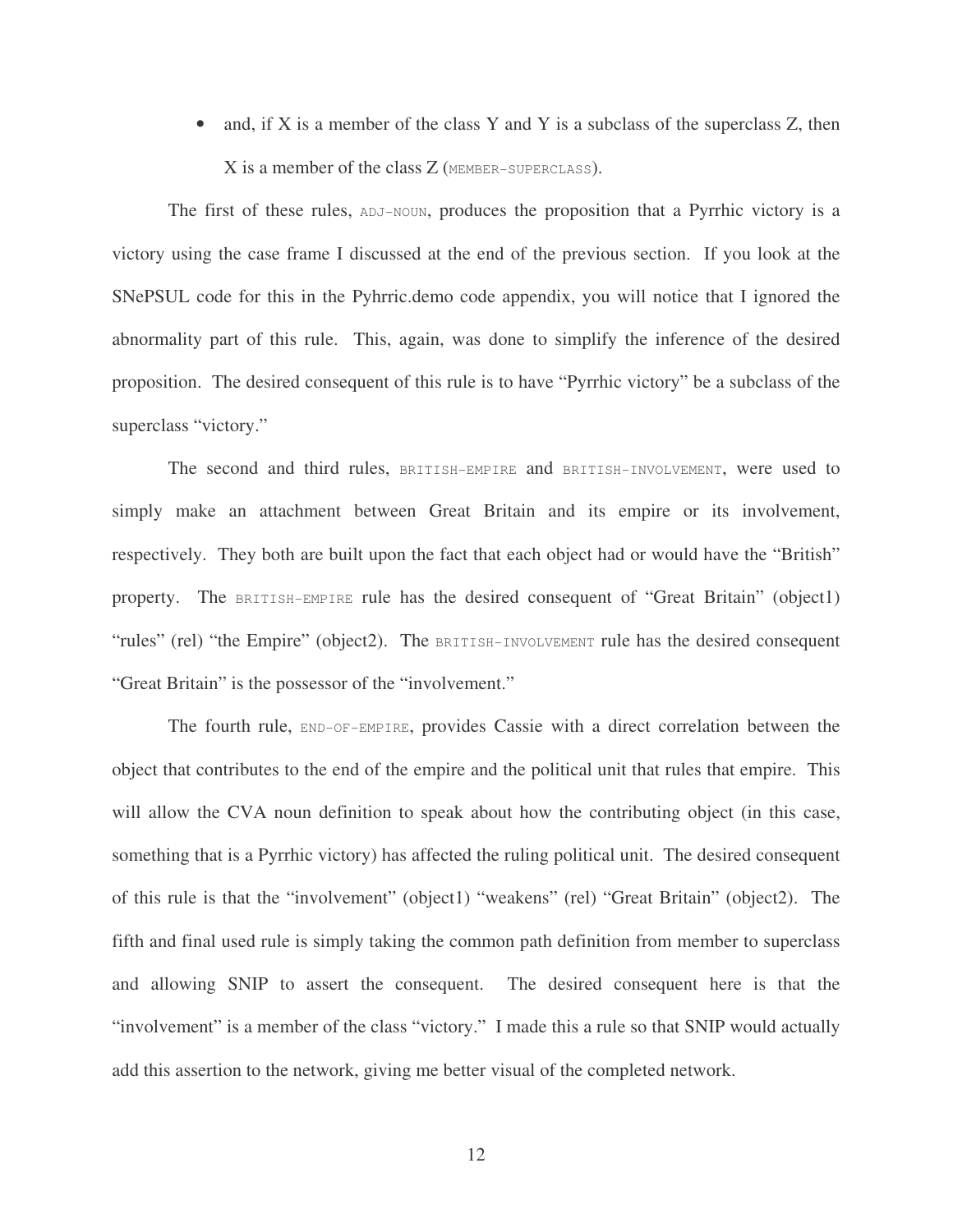- and, if X is a member of the class Y and Y is a subclass of the superclass Z, then X is a member of the class Z (MEMBER-SUPERCLASS).

The first of these rules, ADJ-NOUN, produces the proposition that a Pyrrhic victory is a victory using the case frame I discussed at the end of the previous section. If you look at the SNePSUL code for this in the Pyhrric.demo code appendix, you will notice that I ignored the abnormality part of this rule. This, again, was done to simplify the inference of the desired proposition. The desired consequent of this rule is to have "Pyrrhic victory" be a subclass of the superclass "victory."

The second and third rules, BRITISH-EMPIRE and BRITISH-INVOLVEMENT, were used to simply make an attachment between Great Britain and its empire or its involvement, respectively. They both are built upon the fact that each object had or would have the "British" property. The BRITISH-EMPIRE rule has the desired consequent of "Great Britain" (object1) "rules" (rel) "the Empire" (object2). The BRITISH-INVOLVEMENT rule has the desired consequent "Great Britain" is the possessor of the "involvement."

The fourth rule, END-OF-EMPIRE, provides Cassie with a direct correlation between the object that contributes to the end of the empire and the political unit that rules that empire. This will allow the CVA noun definition to speak about how the contributing object (in this case, something that is a Pyrrhic victory) has affected the ruling political unit. The desired consequent of this rule is that the "involvement" (object1) "weakens" (rel) "Great Britain" (object2). The fifth and final used rule is simply taking the common path definition from member to superclass and allowing SNIP to assert the consequent. The desired consequent here is that the "involvement" is a member of the class "victory." I made this a rule so that SNIP would actually add this assertion to the network, giving me better visual of the completed network.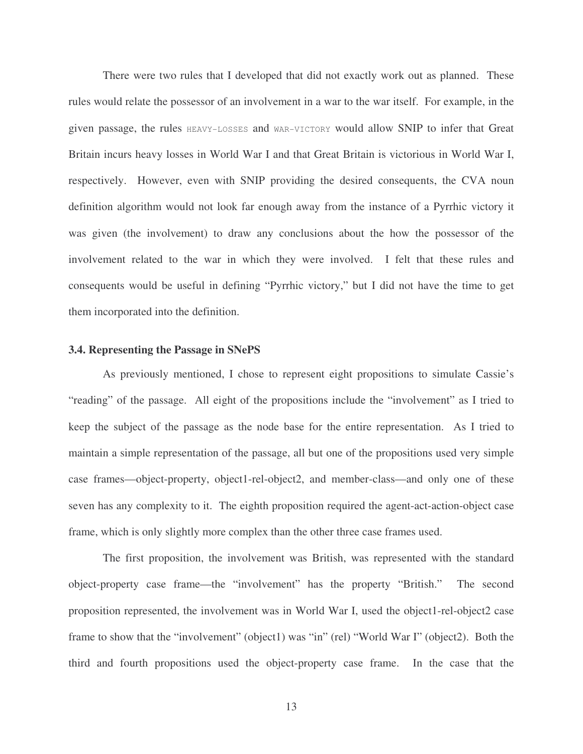There were two rules that I developed that did not exactly work out as planned. These rules would relate the possessor of an involvement in a war to the war itself. For example, in the given passage, the rules `HEAVY-LOSSES` and `WAR-VICTORY` would allow SNIP to infer that Great Britain incurs heavy losses in World War I and that Great Britain is victorious in World War I, respectively. However, even with SNIP providing the desired consequents, the CVA noun definition algorithm would not look far enough away from the instance of a Pyrrhic victory it was given (the involvement) to draw any conclusions about the how the possessor of the involvement related to the war in which they were involved. I felt that these rules and consequents would be useful in defining "Pyrrhic victory," but I did not have the time to get them incorporated into the definition.

### 3.4. Representing the Passage in SNePS

As previously mentioned, I chose to represent eight propositions to simulate Cassie's "reading" of the passage. All eight of the propositions include the "involvement" as I tried to keep the subject of the passage as the node base for the entire representation. As I tried to maintain a simple representation of the passage, all but one of the propositions used very simple case frames—object-property, object1-rel-object2, and member-class—and only one of these seven has any complexity to it. The eighth proposition required the agent-act-action-object case frame, which is only slightly more complex than the other three case frames used.

The first proposition, the involvement was British, was represented with the standard object-property case frame—the "involvement" has the property "British." The second proposition represented, the involvement was in World War I, used the object1-rel-object2 case frame to show that the "involvement" (object1) was "in" (rel) "World War I" (object2). Both the third and fourth propositions used the object-property case frame. In the case that the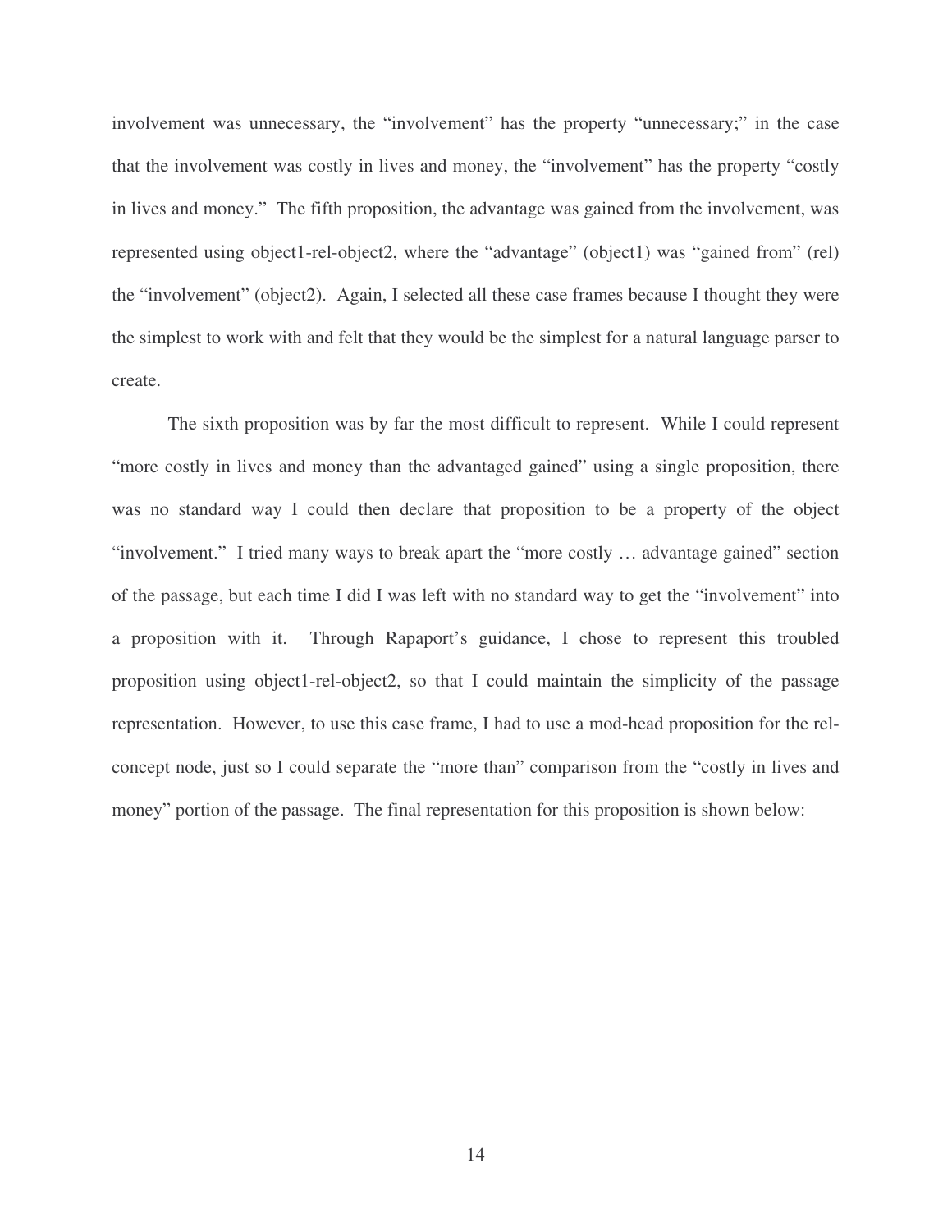involvement was unnecessary, the "involvement" has the property "unnecessary;" in the case that the involvement was costly in lives and money, the "involvement" has the property "costly in lives and money." The fifth proposition, the advantage was gained from the involvement, was represented using object1-rel-object2, where the "advantage" (object1) was "gained from" (rel) the "involvement" (object2). Again, I selected all these case frames because I thought they were the simplest to work with and felt that they would be the simplest for a natural language parser to create.

The sixth proposition was by far the most difficult to represent. While I could represent "more costly in lives and money than the advantaged gained" using a single proposition, there was no standard way I could then declare that proposition to be a property of the object "involvement." I tried many ways to break apart the "more costly … advantage gained" section of the passage, but each time I did I was left with no standard way to get the "involvement" into a proposition with it. Through Rapaport's guidance, I chose to represent this troubled proposition using object1-rel-object2, so that I could maintain the simplicity of the passage representation. However, to use this case frame, I had to use a mod-head proposition for the rel-concept node, just so I could separate the "more than" comparison from the "costly in lives and money" portion of the passage. The final representation for this proposition is shown below: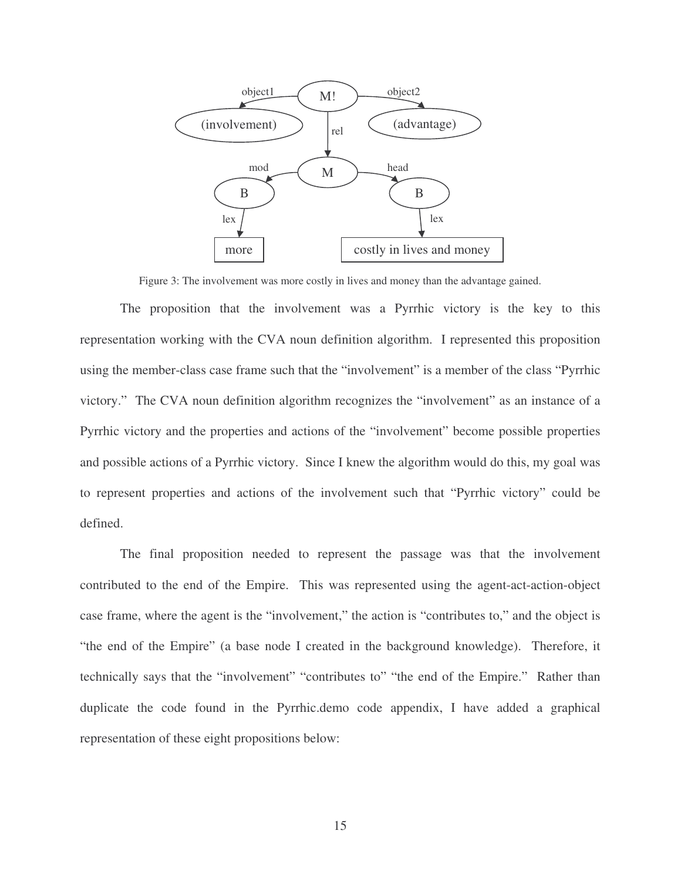Figure 3: The involvement was more costly in lives and money than the advantage gained.

The proposition that the involvement was a Pyrrhic victory is the key to this representation working with the CVA noun definition algorithm. I represented this proposition using the member-class case frame such that the "involvement" is a member of the class "Pyrrhic victory." The CVA noun definition algorithm recognizes the "involvement" as an instance of a Pyrrhic victory and the properties and actions of the "involvement" become possible properties and possible actions of a Pyrrhic victory. Since I knew the algorithm would do this, my goal was to represent properties and actions of the involvement such that "Pyrrhic victory" could be defined.

The final proposition needed to represent the passage was that the involvement contributed to the end of the Empire. This was represented using the agent-act-action-object case frame, where the agent is the "involvement," the action is "contributes to," and the object is "the end of the Empire" (a base node I created in the background knowledge). Therefore, it technically says that the "involvement" "contributes to" "the end of the Empire." Rather than duplicate the code found in the Pyrrhic.demo code appendix, I have added a graphical representation of these eight propositions below: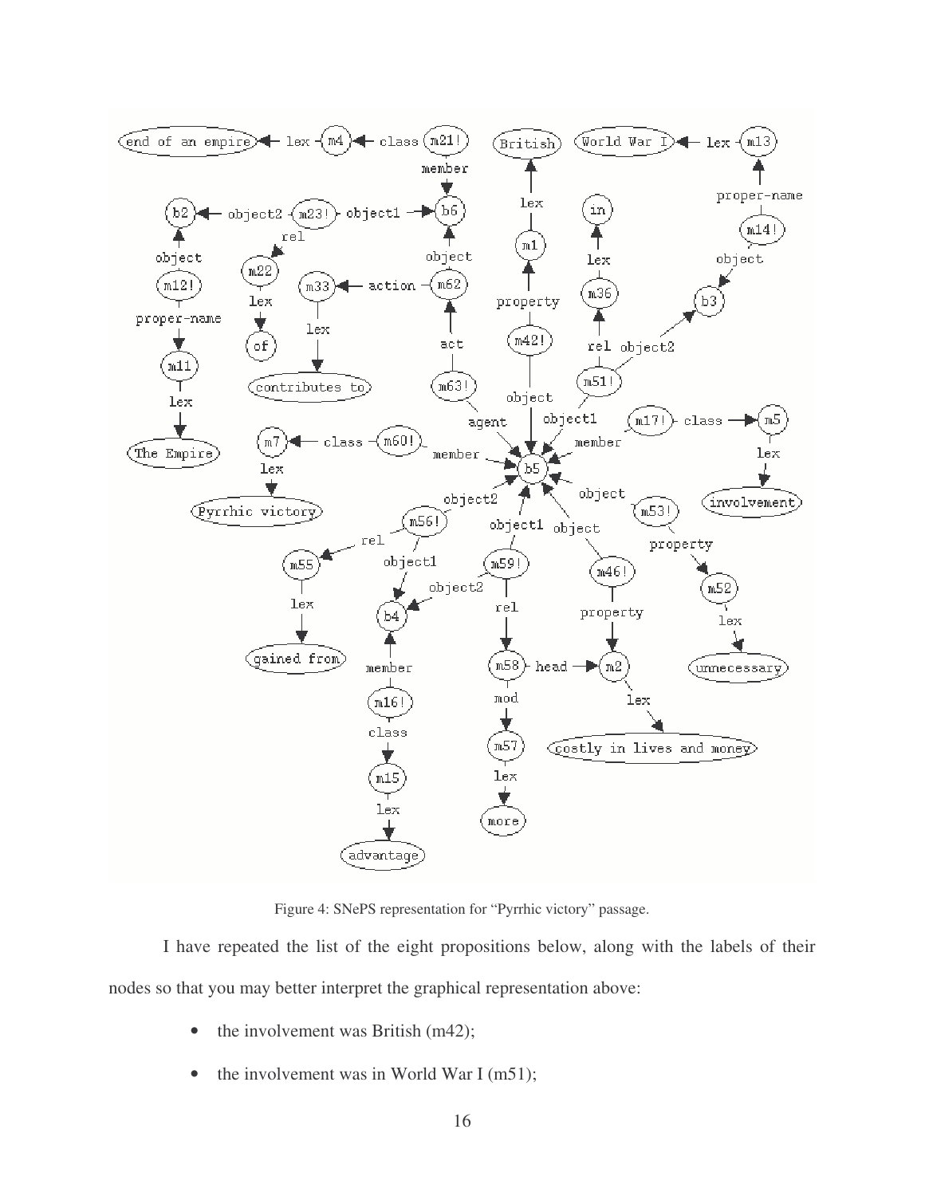Figure 4: SNePS representation for "Pyrrhic victory" passage.

I have repeated the list of the eight propositions below, along with the labels of their nodes so that you may better interpret the graphical representation above:

- the involvement was British (m42);
- the involvement was in World War I (m51);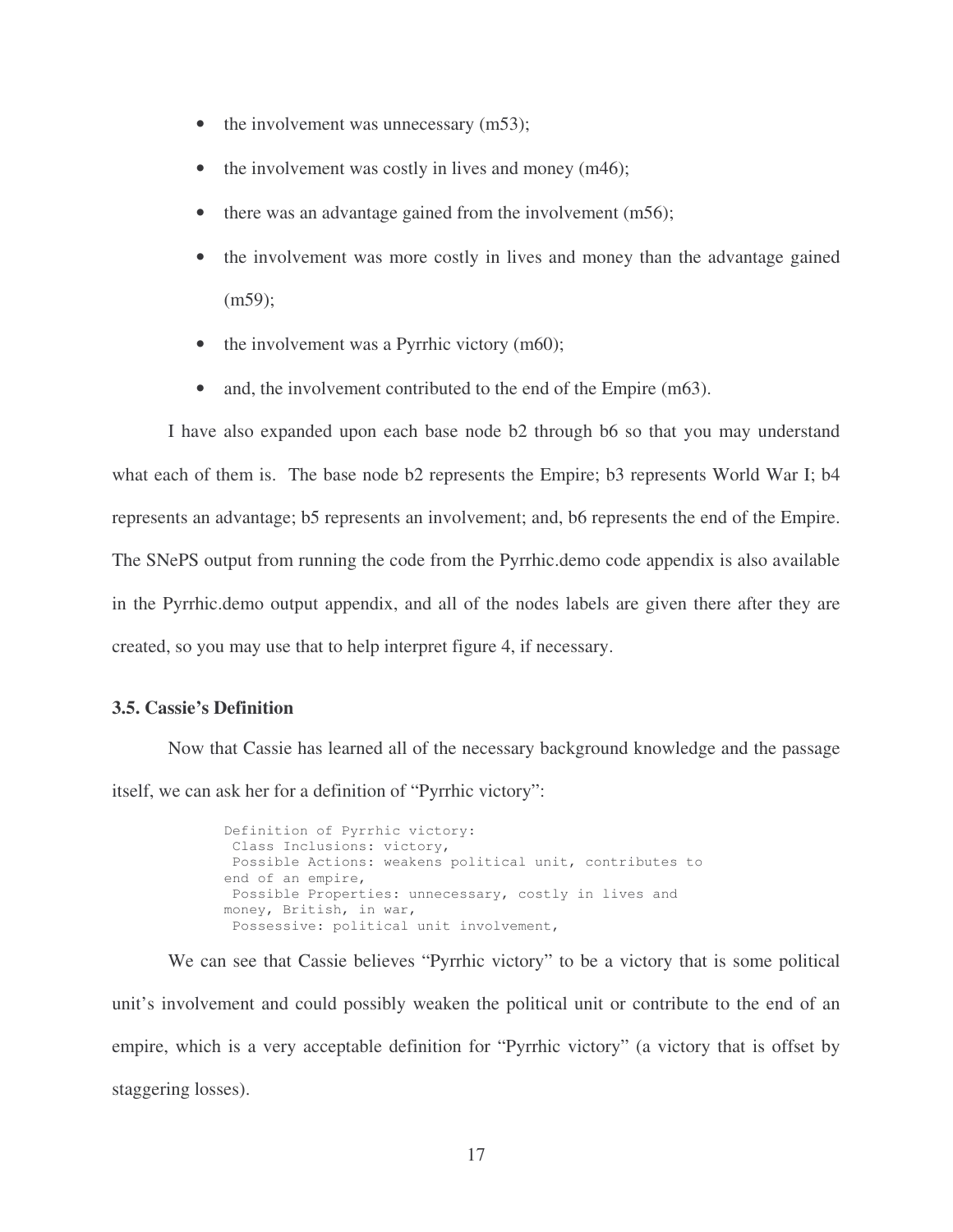- the involvement was unnecessary (m53);
- the involvement was costly in lives and money (m46);
- there was an advantage gained from the involvement (m56);
- the involvement was more costly in lives and money than the advantage gained (m59);
- the involvement was a Pyrrhic victory (m60);
- and, the involvement contributed to the end of the Empire (m63).

I have also expanded upon each base node b2 through b6 so that you may understand what each of them is. The base node b2 represents the Empire; b3 represents World War I; b4 represents an advantage; b5 represents an involvement; and, b6 represents the end of the Empire. The SNePS output from running the code from the Pyrrhic.demo code appendix is also available in the Pyrrhic.demo output appendix, and all of the nodes labels are given there after they are created, so you may use that to help interpret figure 4, if necessary.

### 3.5. Cassie's Definition

Now that Cassie has learned all of the necessary background knowledge and the passage itself, we can ask her for a definition of "Pyrrhic victory":

```
Definition of Pyrrhic victory:
 Class Inclusions: victory,
 Possible Actions: weakens political unit, contributes to
end of an empire,
 Possible Properties: unnecessary, costly in lives and
money, British, in war,
 Possessive: political unit involvement,
```

We can see that Cassie believes "Pyrrhic victory" to be a victory that is some political unit's involvement and could possibly weaken the political unit or contribute to the end of an empire, which is a very acceptable definition for "Pyrrhic victory" (a victory that is offset by staggering losses).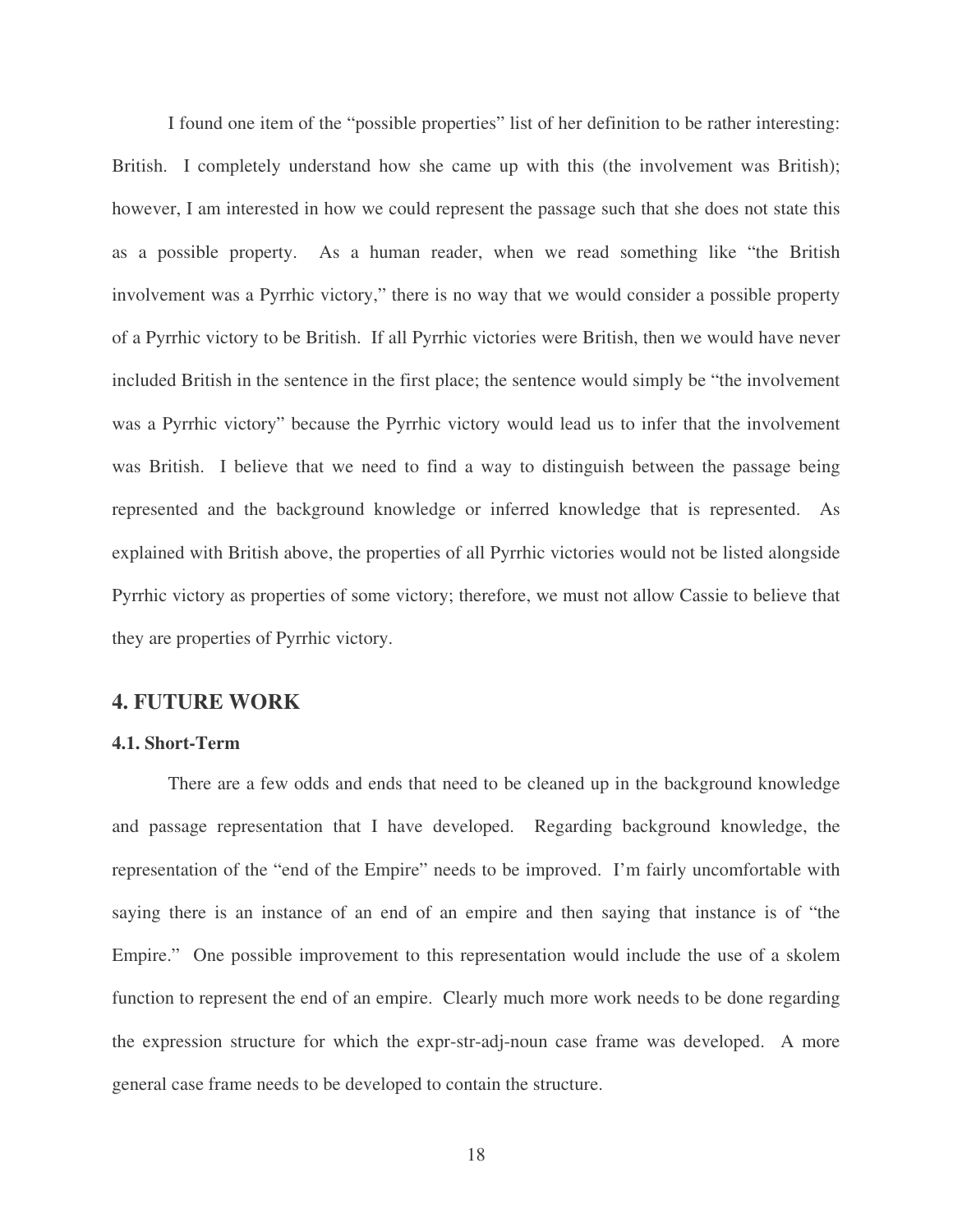I found one item of the "possible properties" list of her definition to be rather interesting: British. I completely understand how she came up with this (the involvement was British); however, I am interested in how we could represent the passage such that she does not state this as a possible property. As a human reader, when we read something like "the British involvement was a Pyrrhic victory," there is no way that we would consider a possible property of a Pyrrhic victory to be British. If all Pyrrhic victories were British, then we would have never included British in the sentence in the first place; the sentence would simply be "the involvement was a Pyrrhic victory" because the Pyrrhic victory would lead us to infer that the involvement was British. I believe that we need to find a way to distinguish between the passage being represented and the background knowledge or inferred knowledge that is represented. As explained with British above, the properties of all Pyrrhic victories would not be listed alongside Pyrrhic victory as properties of some victory; therefore, we must not allow Cassie to believe that they are properties of Pyrrhic victory.

## 4. FUTURE WORK

### 4.1. Short-Term

There are a few odds and ends that need to be cleaned up in the background knowledge and passage representation that I have developed. Regarding background knowledge, the representation of the "end of the Empire" needs to be improved. I'm fairly uncomfortable with saying there is an instance of an end of an empire and then saying that instance is of "the Empire." One possible improvement to this representation would include the use of a skolem function to represent the end of an empire. Clearly much more work needs to be done regarding the expression structure for which the expr-str-adj-noun case frame was developed. A more general case frame needs to be developed to contain the structure.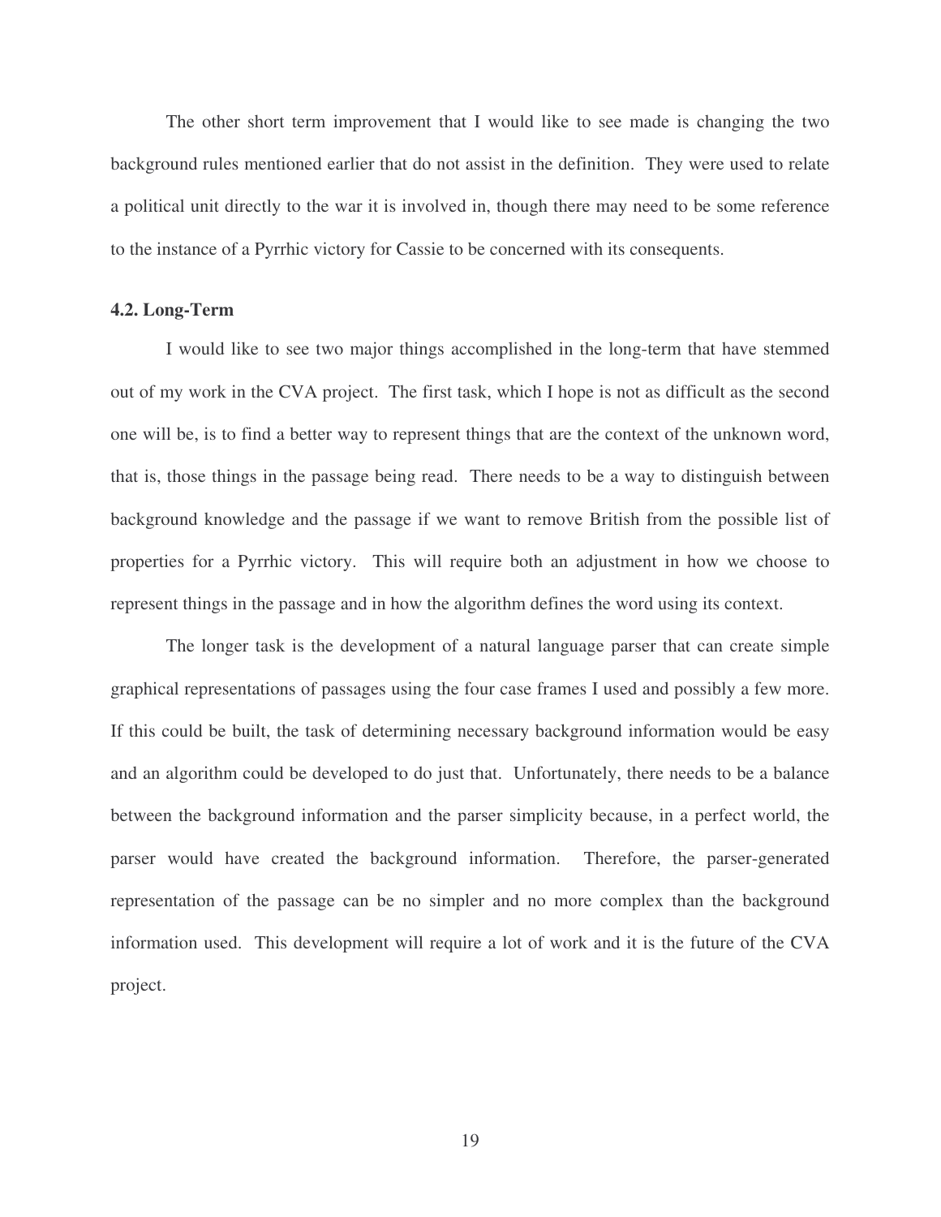The other short term improvement that I would like to see made is changing the two background rules mentioned earlier that do not assist in the definition. They were used to relate a political unit directly to the war it is involved in, though there may need to be some reference to the instance of a Pyrrhic victory for Cassie to be concerned with its consequents.

### 4.2. Long-Term

I would like to see two major things accomplished in the long-term that have stemmed out of my work in the CVA project. The first task, which I hope is not as difficult as the second one will be, is to find a better way to represent things that are the context of the unknown word, that is, those things in the passage being read. There needs to be a way to distinguish between background knowledge and the passage if we want to remove British from the possible list of properties for a Pyrrhic victory. This will require both an adjustment in how we choose to represent things in the passage and in how the algorithm defines the word using its context.

The longer task is the development of a natural language parser that can create simple graphical representations of passages using the four case frames I used and possibly a few more. If this could be built, the task of determining necessary background information would be easy and an algorithm could be developed to do just that. Unfortunately, there needs to be a balance between the background information and the parser simplicity because, in a perfect world, the parser would have created the background information. Therefore, the parser-generated representation of the passage can be no simpler and no more complex than the background information used. This development will require a lot of work and it is the future of the CVA project.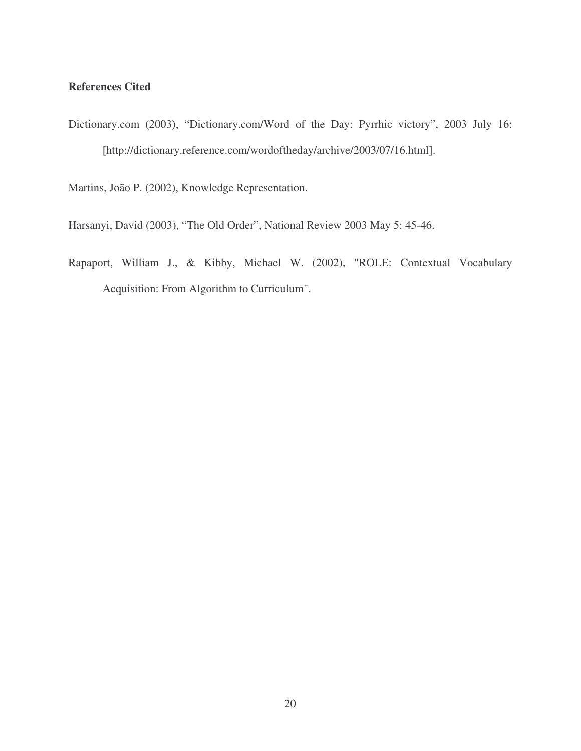**References Cited**

Dictionary.com (2003), “Dictionary.com/Word of the Day: Pyrrhic victory”, 2003 July 16: [http://dictionary.reference.com/wordoftheday/archive/2003/07/16.html].

Martins, João P. (2002), Knowledge Representation.

Harsanyi, David (2003), “The Old Order”, National Review 2003 May 5: 45-46.

Rapaport, William J., & Kibby, Michael W. (2002), "ROLE: Contextual Vocabulary Acquisition: From Algorithm to Curriculum".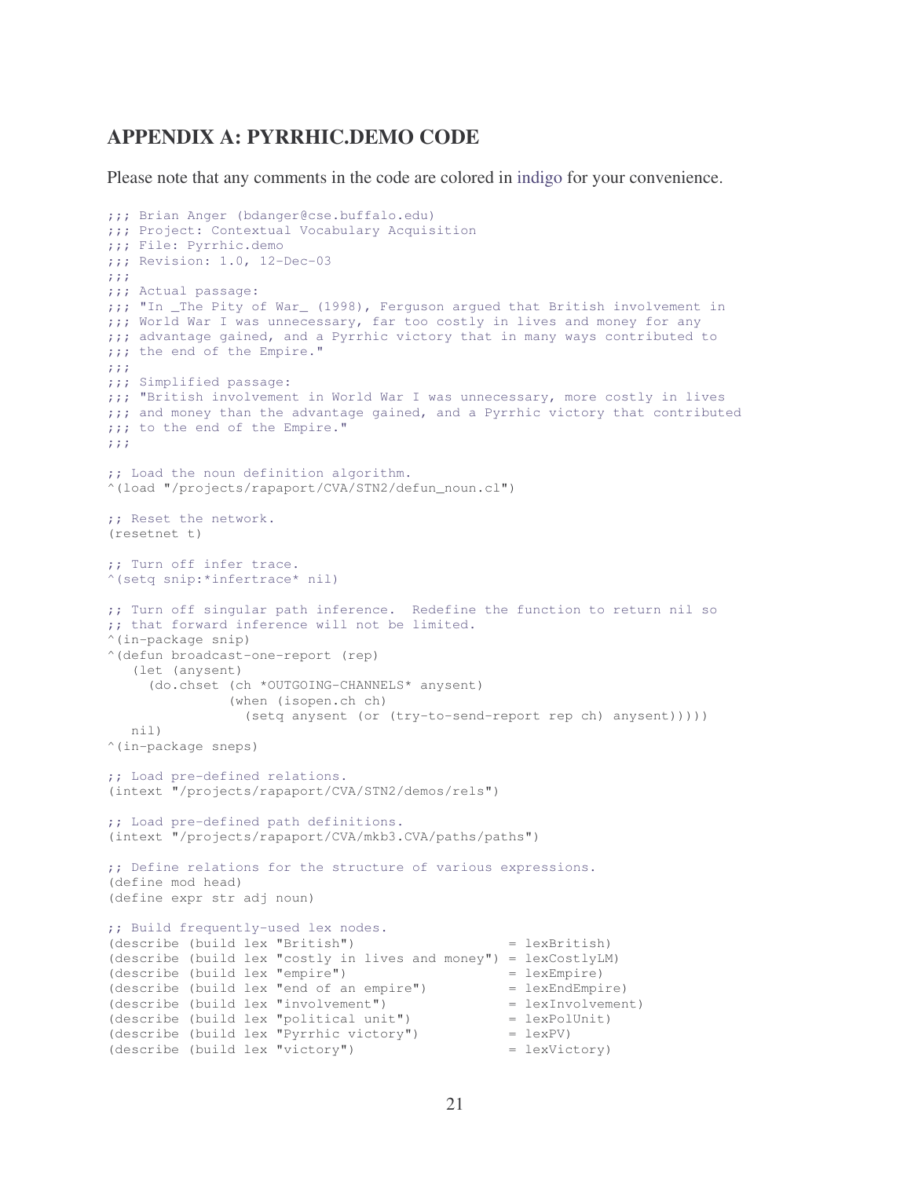## APPENDIX A: PYRRHIC.DEMO CODE

Please note that any comments in the code are colored in indigo for your convenience.

```
;;; Brian Anger (bdanger@cse.buffalo.edu)
;;; Project: Contextual Vocabulary Acquisition
;;; File: Pyrrhic.demo
;;; Revision: 1.0, 12-Dec-03
;;;
;;; Actual passage:
;;; "In _The Pity of War_ (1998), Ferguson argued that British involvement in
;;; World War I was unnecessary, far too costly in lives and money for any
;;; advantage gained, and a Pyrrhic victory that in many ways contributed to
;;; the end of the Empire."
;;;
;;; Simplified passage:
;;; "British involvement in World War I was unnecessary, more costly in lives
;;; and money than the advantage gained, and a Pyrrhic victory that contributed
;;; to the end of the Empire."
;;;

;; Load the noun definition algorithm.
^(load "/projects/rapaport/CVA/STN2/defun_noun.cl")

;; Reset the network.
(resetnet t)

;; Turn off infer trace.
^(setq snip:*infertrace* nil)

;; Turn off singular path inference.  Redefine the function to return nil so
;; that forward inference will not be limited.
^(in-package snip)
^(defun broadcast-one-report (rep)
   (let (anysent)
     (do.chset (ch *OUTGOING-CHANNELS* anysent)
               (when (isopen.ch ch)
                 (setq anysent (or (try-to-send-report rep ch) anysent)))))
   nil)
^(in-package sneps)

;; Load pre-defined relations.
(intext "/projects/rapaport/CVA/STN2/demos/rels")

;; Load pre-defined path definitions.
(intext "/projects/rapaport/CVA/mkb3.CVA/paths/paths")

;; Define relations for the structure of various expressions.
(define mod head)
(define expr str adj noun)

;; Build frequently-used lex nodes.
(describe (build lex "British")                    = lexBritish)
(describe (build lex "costly in lives and money") = lexCostlyLM)
(describe (build lex "empire")                     = lexEmpire)
(describe (build lex "end of an empire")           = lexEndEmpire)
(describe (build lex "involvement")                = lexInvolvement)
(describe (build lex "political unit")             = lexPolUnit)
(describe (build lex "Pyrrhic victory")            = lexPV)
(describe (build lex "victory")                    = lexVictory)
```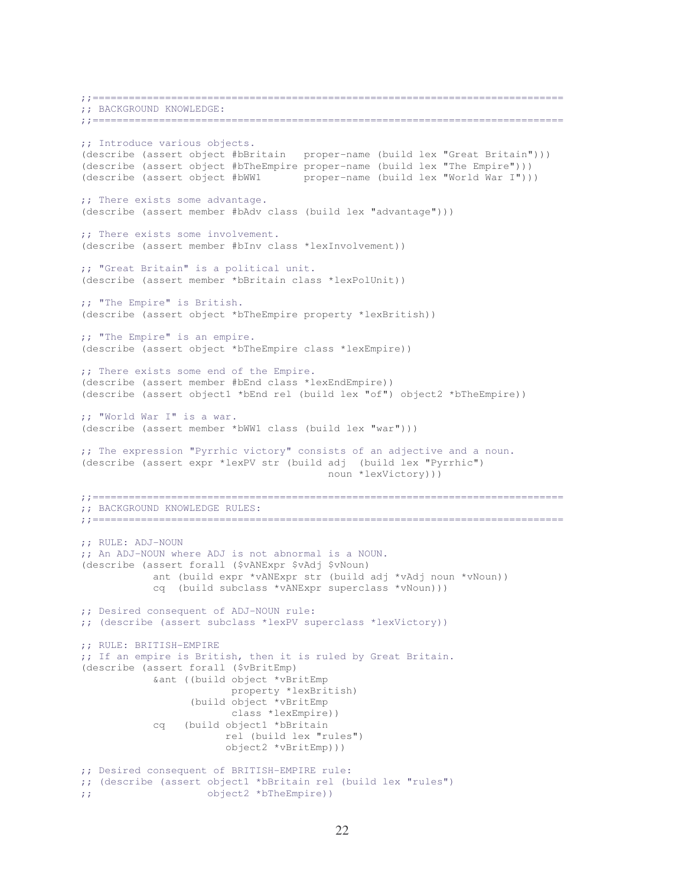```
;;=============================================================================
;; BACKGROUND KNOWLEDGE:
;;=============================================================================

;; Introduce various objects.
(describe (assert object #bBritain   proper-name (build lex "Great Britain")))
(describe (assert object #bTheEmpire proper-name (build lex "The Empire")))
(describe (assert object #bWW1       proper-name (build lex "World War I")))

;; There exists some advantage.
(describe (assert member #bAdv class (build lex "advantage")))

;; There exists some involvement.
(describe (assert member #bInv class *lexInvolvement))

;; "Great Britain" is a political unit.
(describe (assert member *bBritain class *lexPolUnit))

;; "The Empire" is British.
(describe (assert object *bTheEmpire property *lexBritish))

;; "The Empire" is an empire.
(describe (assert object *bTheEmpire class *lexEmpire))

;; There exists some end of the Empire.
(describe (assert member #bEnd class *lexEndEmpire))
(describe (assert object1 *bEnd rel (build lex "of") object2 *bTheEmpire))

;; "World War I" is a war.
(describe (assert member *bWW1 class (build lex "war")))

;; The expression "Pyrrhic victory" consists of an adjective and a noun.
(describe (assert expr *lexPV str (build adj  (build lex "Pyrrhic")
                                         noun *lexVictory)))

;;=============================================================================
;; BACKGROUND KNOWLEDGE RULES:
;;=============================================================================

;; RULE: ADJ-NOUN
;; An ADJ-NOUN where ADJ is not abnormal is a NOUN.
(describe (assert forall ($vANExpr $vAdj $vNoun)
            ant (build expr *vANExpr str (build adj *vAdj noun *vNoun))
            cq  (build subclass *vANExpr superclass *vNoun)))

;; Desired consequent of ADJ-NOUN rule:
;; (describe (assert subclass *lexPV superclass *lexVictory))

;; RULE: BRITISH-EMPIRE
;; If an empire is British, then it is ruled by Great Britain.
(describe (assert forall ($vBritEmp)
            &ant ((build object *vBritEmp
                         property *lexBritish)
                  (build object *vBritEmp
                         class *lexEmpire))
            cq   (build object1 *bBritain
                        rel (build lex "rules")
                        object2 *vBritEmp)))

;; Desired consequent of BRITISH-EMPIRE rule:
;; (describe (assert object1 *bBritain rel (build lex "rules")
;;                   object2 *bTheEmpire))
```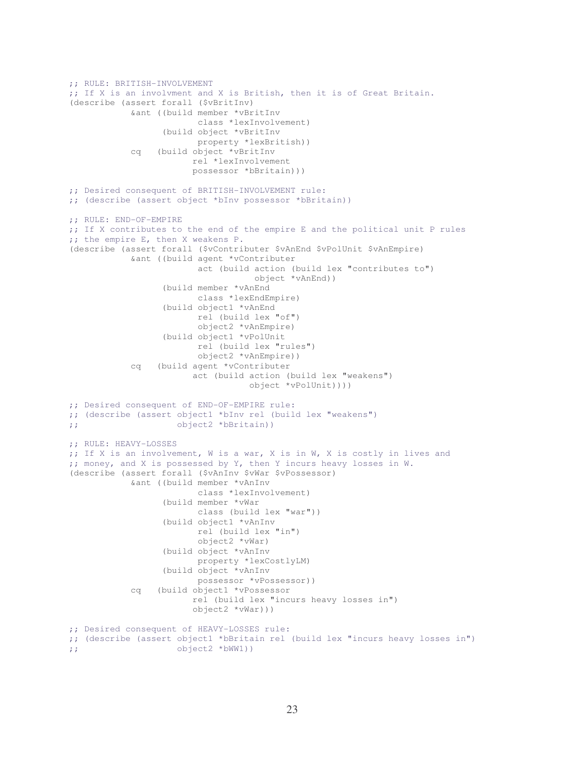```
;; RULE: BRITISH-INVOLVEMENT
;; If X is an involvment and X is British, then it is of Great Britain.
(describe (assert forall ($vBritInv)
            &ant ((build member *vBritInv
                         class *lexInvolvement)
                  (build object *vBritInv
                         property *lexBritish))
            cq   (build object *vBritInv
                        rel *lexInvolvement
                        possessor *bBritain)))

;; Desired consequent of BRITISH-INVOLVEMENT rule:
;; (describe (assert object *bInv possessor *bBritain))

;; RULE: END-OF-EMPIRE
;; If X contributes to the end of the empire E and the political unit P rules
;; the empire E, then X weakens P.
(describe (assert forall ($vContributer $vAnEnd $vPolUnit $vAnEmpire)
            &ant ((build agent *vContributer
                         act (build action (build lex "contributes to")
                                    object *vAnEnd))
                  (build member *vAnEnd
                         class *lexEndEmpire)
                  (build object1 *vAnEnd
                         rel (build lex "of")
                         object2 *vAnEmpire)
                  (build object1 *vPolUnit
                         rel (build lex "rules")
                         object2 *vAnEmpire))
            cq   (build agent *vContributer
                        act (build action (build lex "weakens")
                                   object *vPolUnit))))

;; Desired consequent of END-OF-EMPIRE rule:
;; (describe (assert object1 *bInv rel (build lex "weakens")
;;                   object2 *bBritain))

;; RULE: HEAVY-LOSSES
;; If X is an involvement, W is a war, X is in W, X is costly in lives and
;; money, and X is possessed by Y, then Y incurs heavy losses in W.
(describe (assert forall ($vAnInv $vWar $vPossessor)
            &ant ((build member *vAnInv
                         class *lexInvolvement)
                  (build member *vWar
                         class (build lex "war"))
                  (build object1 *vAnInv
                         rel (build lex "in")
                         object2 *vWar)
                  (build object *vAnInv
                         property *lexCostlyLM)
                  (build object *vAnInv
                         possessor *vPossessor))
            cq   (build object1 *vPossessor
                        rel (build lex "incurs heavy losses in")
                        object2 *vWar)))

;; Desired consequent of HEAVY-LOSSES rule:
;; (describe (assert object1 *bBritain rel (build lex "incurs heavy losses in")
;;                   object2 *bWW1))
```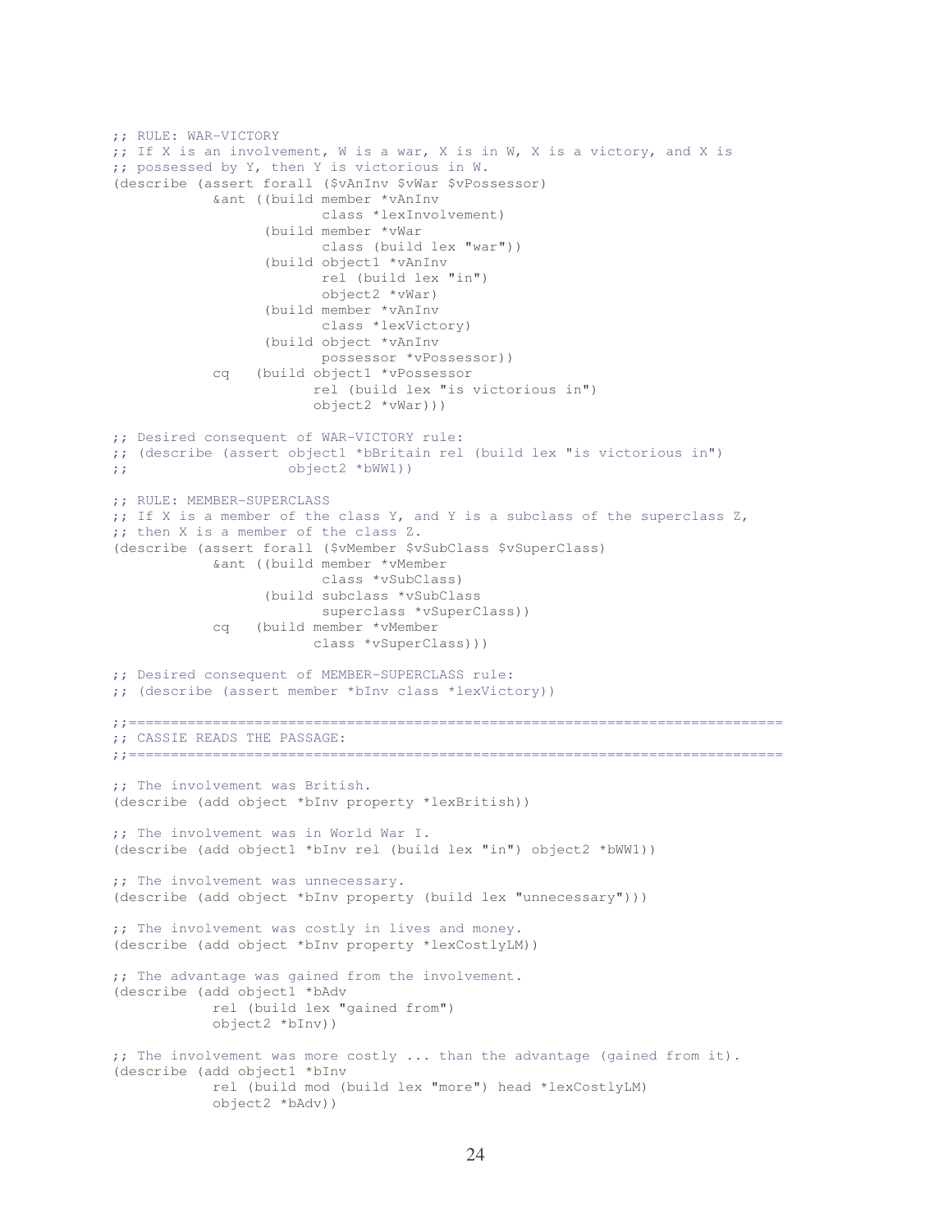```
;; RULE: WAR-VICTORY
;; If X is an involvement, W is a war, X is in W, X is a victory, and X is
;; possessed by Y, then Y is victorious in W.
(describe (assert forall ($vAnInv $vWar $vPossessor)
            &ant ((build member *vAnInv
                         class *lexInvolvement)
                  (build member *vWar
                         class (build lex "war"))
                  (build object1 *vAnInv
                         rel (build lex "in")
                         object2 *vWar)
                  (build member *vAnInv
                         class *lexVictory)
                  (build object *vAnInv
                         possessor *vPossessor))
            cq   (build object1 *vPossessor
                        rel (build lex "is victorious in")
                        object2 *vWar)))

;; Desired consequent of WAR-VICTORY rule:
;; (describe (assert object1 *bBritain rel (build lex "is victorious in")
;;                   object2 *bWW1))

;; RULE: MEMBER-SUPERCLASS
;; If X is a member of the class Y, and Y is a subclass of the superclass Z,
;; then X is a member of the class Z.
(describe (assert forall ($vMember $vSubClass $vSuperClass)
            &ant ((build member *vMember
                         class *vSubClass)
                  (build subclass *vSubClass
                         superclass *vSuperClass))
            cq   (build member *vMember
                        class *vSuperClass)))

;; Desired consequent of MEMBER-SUPERCLASS rule:
;; (describe (assert member *bInv class *lexVictory))

;;============================================================================
;; CASSIE READS THE PASSAGE:
;;============================================================================

;; The involvement was British.
(describe (add object *bInv property *lexBritish))

;; The involvement was in World War I.
(describe (add object1 *bInv rel (build lex "in") object2 *bWW1))

;; The involvement was unnecessary.
(describe (add object *bInv property (build lex "unnecessary")))

;; The involvement was costly in lives and money.
(describe (add object *bInv property *lexCostlyLM))

;; The advantage was gained from the involvement.
(describe (add object1 *bAdv
            rel (build lex "gained from")
            object2 *bInv))

;; The involvement was more costly ... than the advantage (gained from it).
(describe (add object1 *bInv
            rel (build mod (build lex "more") head *lexCostlyLM)
            object2 *bAdv))
```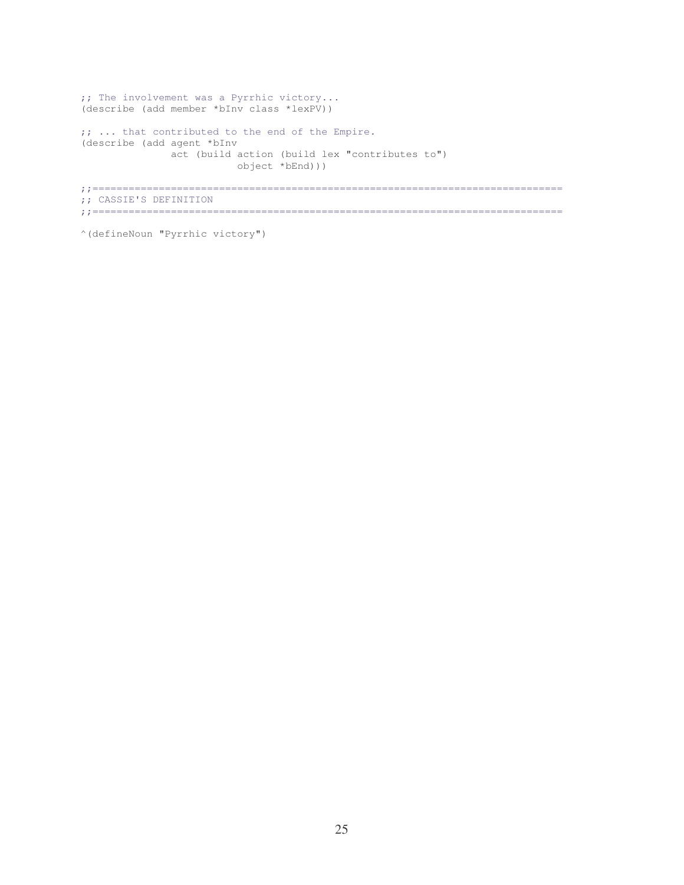```
;; The involvement was a Pyrrhic victory...
(describe (add member *bInv class *lexPV))

;; ... that contributed to the end of the Empire.
(describe (add agent *bInv
               act (build action (build lex "contributes to")
                          object *bEnd)))

;;=========================================================================
;; CASSIE'S DEFINITION
;;=========================================================================

^(defineNoun "Pyrrhic victory")
```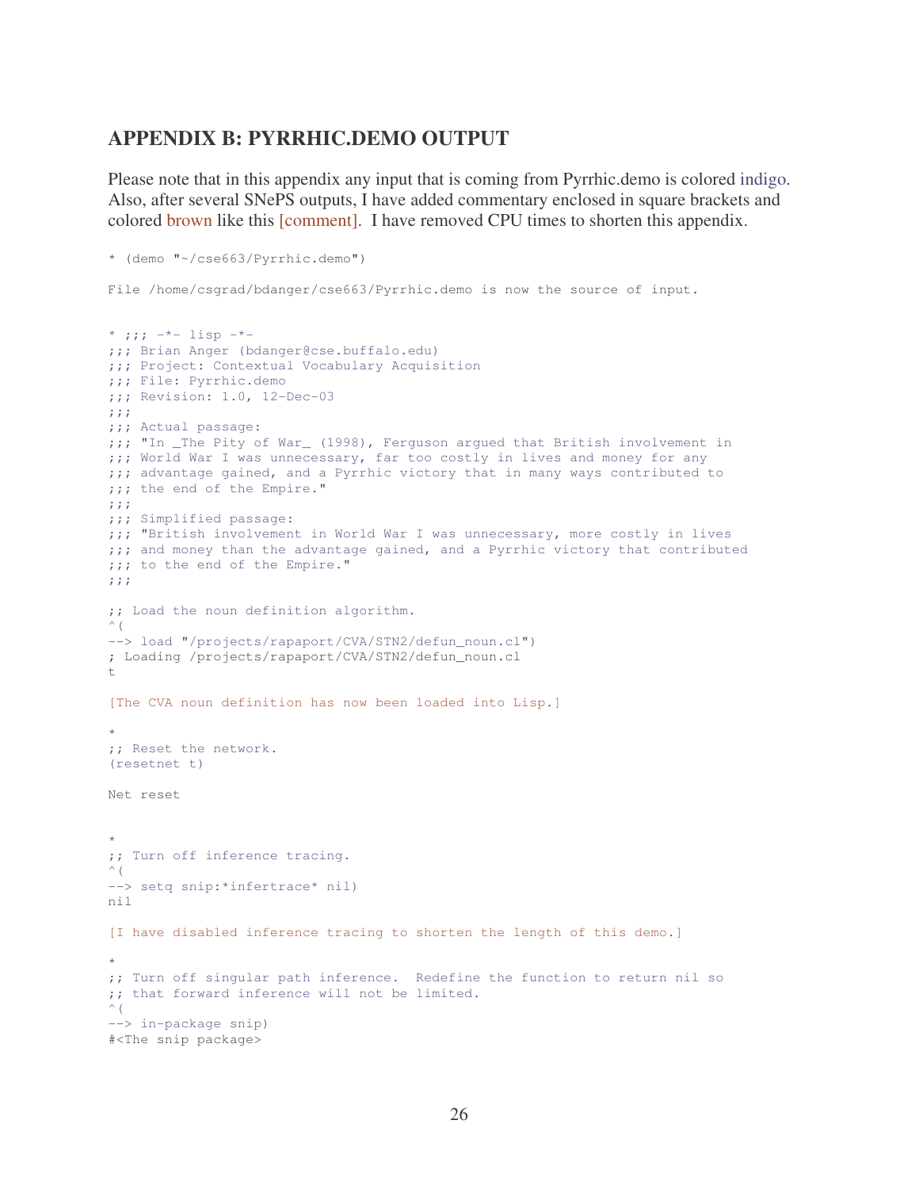## APPENDIX B: PYRRHIC.DEMO OUTPUT

Please note that in this appendix any input that is coming from Pyrrhic.demo is colored indigo. Also, after several SNePS outputs, I have added commentary enclosed in square brackets and colored brown like this [comment]. I have removed CPU times to shorten this appendix.

```
* (demo "~/cse663/Pyrrhic.demo")

File /home/csgrad/bdanger/cse663/Pyrrhic.demo is now the source of input.


* ;;; -*- lisp -*-
;;; Brian Anger (bdanger@cse.buffalo.edu)
;;; Project: Contextual Vocabulary Acquisition
;;; File: Pyrrhic.demo
;;; Revision: 1.0, 12-Dec-03
;;;
;;; Actual passage:
;;; "In _The Pity of War_ (1998), Ferguson argued that British involvement in
;;; World War I was unnecessary, far too costly in lives and money for any
;;; advantage gained, and a Pyrrhic victory that in many ways contributed to
;;; the end of the Empire."
;;;
;;; Simplified passage:
;;; "British involvement in World War I was unnecessary, more costly in lives
;;; and money than the advantage gained, and a Pyrrhic victory that contributed
;;; to the end of the Empire."
;;;

;; Load the noun definition algorithm.
^(
--> load "/projects/rapaport/CVA/STN2/defun_noun.cl")
; Loading /projects/rapaport/CVA/STN2/defun_noun.cl
t

[The CVA noun definition has now been loaded into Lisp.]

*
;; Reset the network.
(resetnet t)

Net reset


*
;; Turn off inference tracing.
^(
--> setq snip:*infertrace* nil)
nil

[I have disabled inference tracing to shorten the length of this demo.]

*
;; Turn off singular path inference.  Redefine the function to return nil so
;; that forward inference will not be limited.
^(
--> in-package snip)
#<The snip package>
```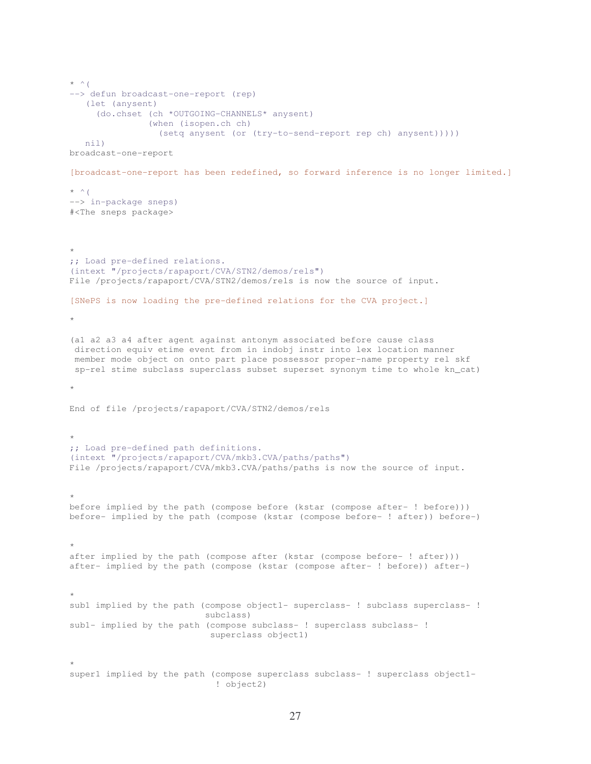```
* ^(
--> defun broadcast-one-report (rep)
   (let (anysent)
     (do.chset (ch *OUTGOING-CHANNELS* anysent)
               (when (isopen.ch ch)
                 (setq anysent (or (try-to-send-report rep ch) anysent)))))
   nil)
broadcast-one-report

[broadcast-one-report has been redefined, so forward inference is no longer limited.]

* ^(
--> in-package sneps)
#<The sneps package>



*
;; Load pre-defined relations.
(intext "/projects/rapaport/CVA/STN2/demos/rels")
File /projects/rapaport/CVA/STN2/demos/rels is now the source of input.

[SNePS is now loading the pre-defined relations for the CVA project.]

*

(a1 a2 a3 a4 after agent against antonym associated before cause class
 direction equiv etime event from in indobj instr into lex location manner
 member mode object on onto part place possessor proper-name property rel skf
 sp-rel stime subclass superclass subset superset synonym time to whole kn_cat)

*

End of file /projects/rapaport/CVA/STN2/demos/rels


*
;; Load pre-defined path definitions.
(intext "/projects/rapaport/CVA/mkb3.CVA/paths/paths")
File /projects/rapaport/CVA/mkb3.CVA/paths/paths is now the source of input.


*
before implied by the path (compose before (kstar (compose after- ! before)))
before- implied by the path (compose (kstar (compose before- ! after)) before-)


*
after implied by the path (compose after (kstar (compose before- ! after)))
after- implied by the path (compose (kstar (compose after- ! before)) after-)


*
sub1 implied by the path (compose object1- superclass- ! subclass superclass- !
                          subclass)
sub1- implied by the path (compose subclass- ! superclass subclass- !
                           superclass object1)


*
super1 implied by the path (compose superclass subclass- ! superclass object1-
                            ! object2)
```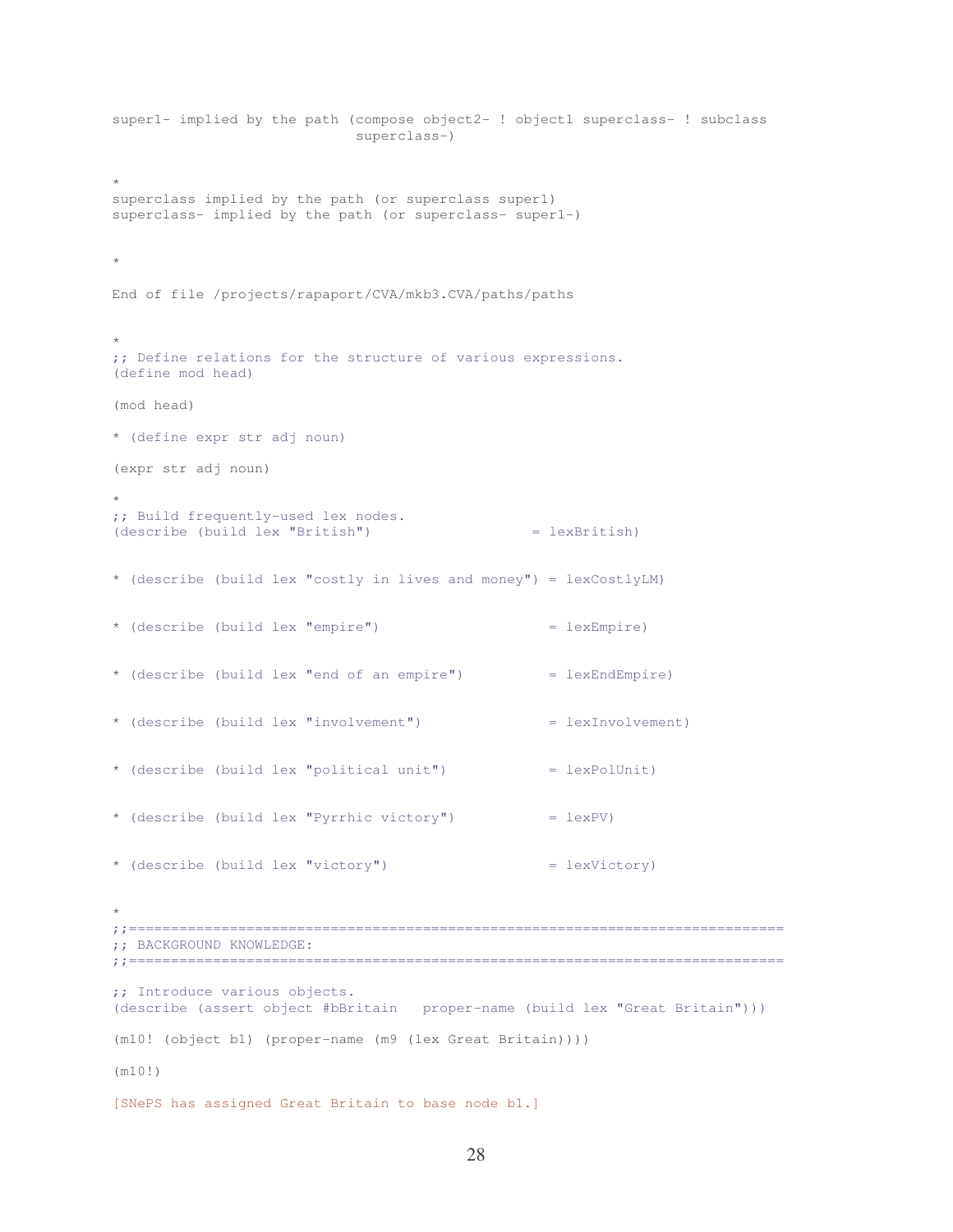```
super1- implied by the path (compose object2- ! object1 superclass- ! subclass
                              superclass-)


*
superclass implied by the path (or superclass super1)
superclass- implied by the path (or superclass- super1-)


*

End of file /projects/rapaport/CVA/mkb3.CVA/paths/paths


*
;; Define relations for the structure of various expressions.
(define mod head)

(mod head)

* (define expr str adj noun)

(expr str adj noun)

*
;; Build frequently-used lex nodes.
(describe (build lex "British")                    = lexBritish)


* (describe (build lex "costly in lives and money") = lexCostlyLM)


* (describe (build lex "empire")                    = lexEmpire)


* (describe (build lex "end of an empire")          = lexEndEmpire)


* (describe (build lex "involvement")               = lexInvolvement)


* (describe (build lex "political unit")            = lexPolUnit)


* (describe (build lex "Pyrrhic victory")           = lexPV)


* (describe (build lex "victory")                   = lexVictory)


*
;;=============================================================================
;; BACKGROUND KNOWLEDGE:
;;=============================================================================

;; Introduce various objects.
(describe (assert object #bBritain   proper-name (build lex "Great Britain")))

(m10! (object b1) (proper-name (m9 (lex Great Britain))))

(m10!)

[SNePS has assigned Great Britain to base node b1.]
```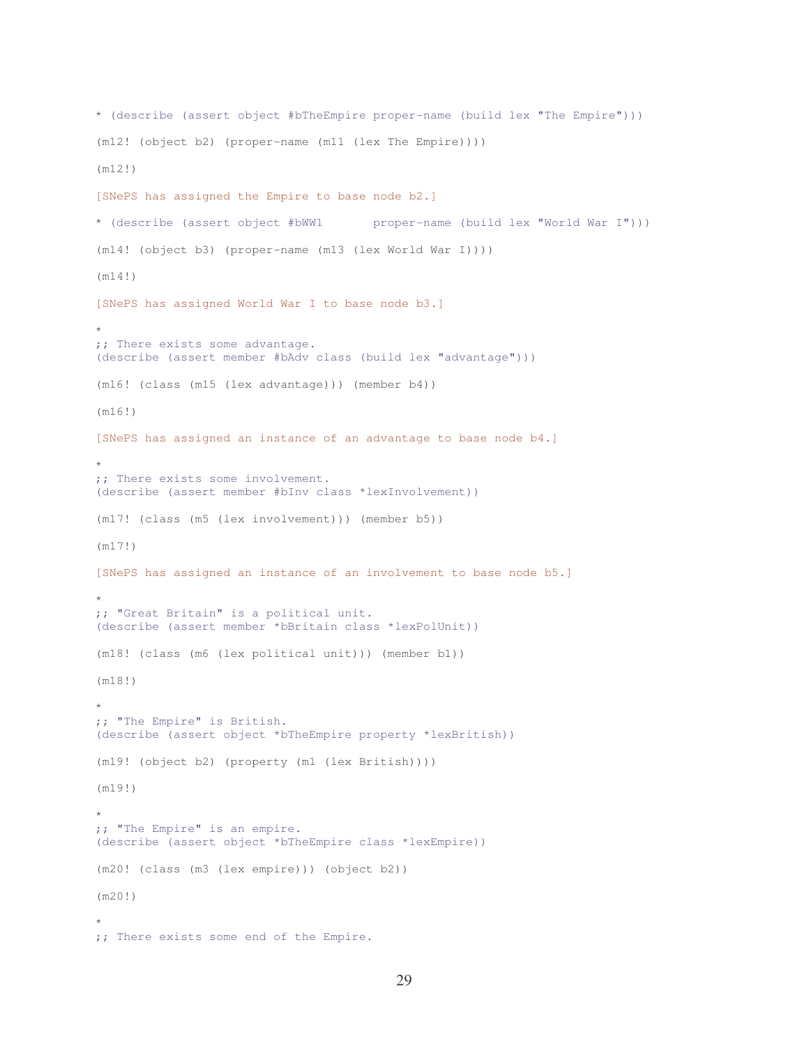```
* (describe (assert object #bTheEmpire proper-name (build lex "The Empire")))

(m12! (object b2) (proper-name (m11 (lex The Empire))))

(m12!)

[SNePS has assigned the Empire to base node b2.]

* (describe (assert object #bWW1       proper-name (build lex "World War I")))

(m14! (object b3) (proper-name (m13 (lex World War I))))

(m14!)

[SNePS has assigned World War I to base node b3.]

*
;; There exists some advantage.
(describe (assert member #bAdv class (build lex "advantage")))

(m16! (class (m15 (lex advantage))) (member b4))

(m16!)

[SNePS has assigned an instance of an advantage to base node b4.]

*
;; There exists some involvement.
(describe (assert member #bInv class *lexInvolvement))

(m17! (class (m5 (lex involvement))) (member b5))

(m17!)

[SNePS has assigned an instance of an involvement to base node b5.]

*
;; "Great Britain" is a political unit.
(describe (assert member *bBritain class *lexPolUnit))

(m18! (class (m6 (lex political unit))) (member b1))

(m18!)

*
;; "The Empire" is British.
(describe (assert object *bTheEmpire property *lexBritish))

(m19! (object b2) (property (m1 (lex British))))

(m19!)

*
;; "The Empire" is an empire.
(describe (assert object *bTheEmpire class *lexEmpire))

(m20! (class (m3 (lex empire))) (object b2))

(m20!)

*
;; There exists some end of the Empire.
```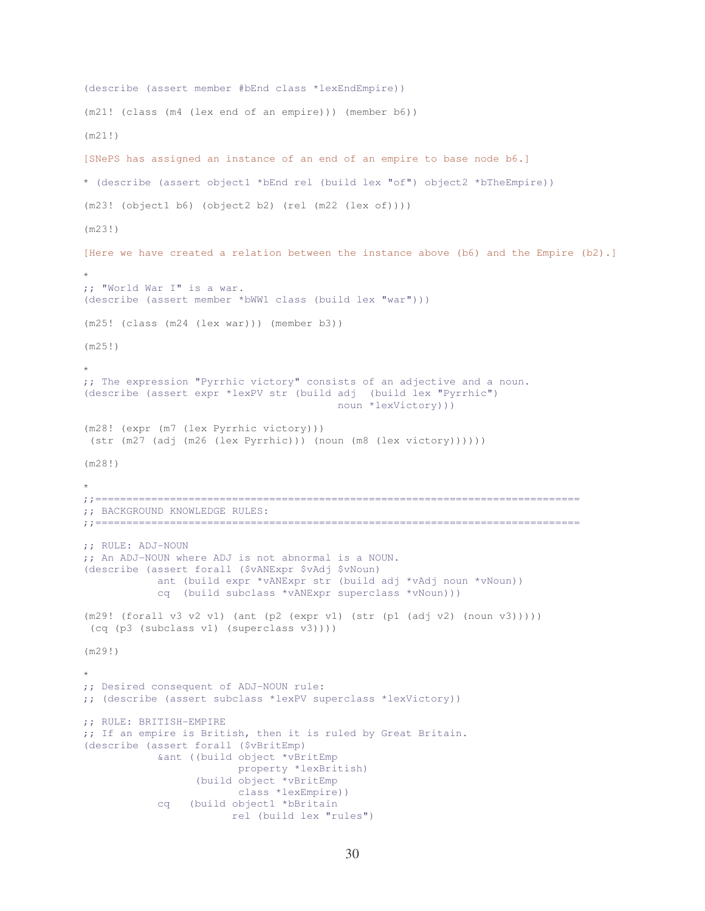```
(describe (assert member #bEnd class *lexEndEmpire))

(m21! (class (m4 (lex end of an empire))) (member b6))

(m21!)
```

[SNePS has assigned an instance of an end of an empire to base node b6.]

```
* (describe (assert object1 *bEnd rel (build lex "of") object2 *bTheEmpire))

(m23! (object1 b6) (object2 b2) (rel (m22 (lex of))))

(m23!)
```

[Here we have created a relation between the instance above (b6) and the Empire (b2).]

```
*
;; "World War I" is a war.
(describe (assert member *bWW1 class (build lex "war")))

(m25! (class (m24 (lex war))) (member b3))

(m25!)

*
;; The expression "Pyrrhic victory" consists of an adjective and a noun.
(describe (assert expr *lexPV str (build adj  (build lex "Pyrrhic")
                                         noun *lexVictory)))

(m28! (expr (m7 (lex Pyrrhic victory)))
 (str (m27 (adj (m26 (lex Pyrrhic))) (noun (m8 (lex victory))))))

(m28!)

*
;;=============================================================================
;; BACKGROUND KNOWLEDGE RULES:
;;=============================================================================

;; RULE: ADJ-NOUN
;; An ADJ-NOUN where ADJ is not abnormal is a NOUN.
(describe (assert forall ($vANExpr $vAdj $vNoun)
            ant (build expr *vANExpr str (build adj *vAdj noun *vNoun))
            cq  (build subclass *vANExpr superclass *vNoun)))

(m29! (forall v3 v2 v1) (ant (p2 (expr v1) (str (p1 (adj v2) (noun v3)))))
 (cq (p3 (subclass v1) (superclass v3))))

(m29!)

*
;; Desired consequent of ADJ-NOUN rule:
;; (describe (assert subclass *lexPV superclass *lexVictory))

;; RULE: BRITISH-EMPIRE
;; If an empire is British, then it is ruled by Great Britain.
(describe (assert forall ($vBritEmp)
            &ant ((build object *vBritEmp
                         property *lexBritish)
                  (build object *vBritEmp
                         class *lexEmpire))
            cq   (build object1 *bBritain
                        rel (build lex "rules")
```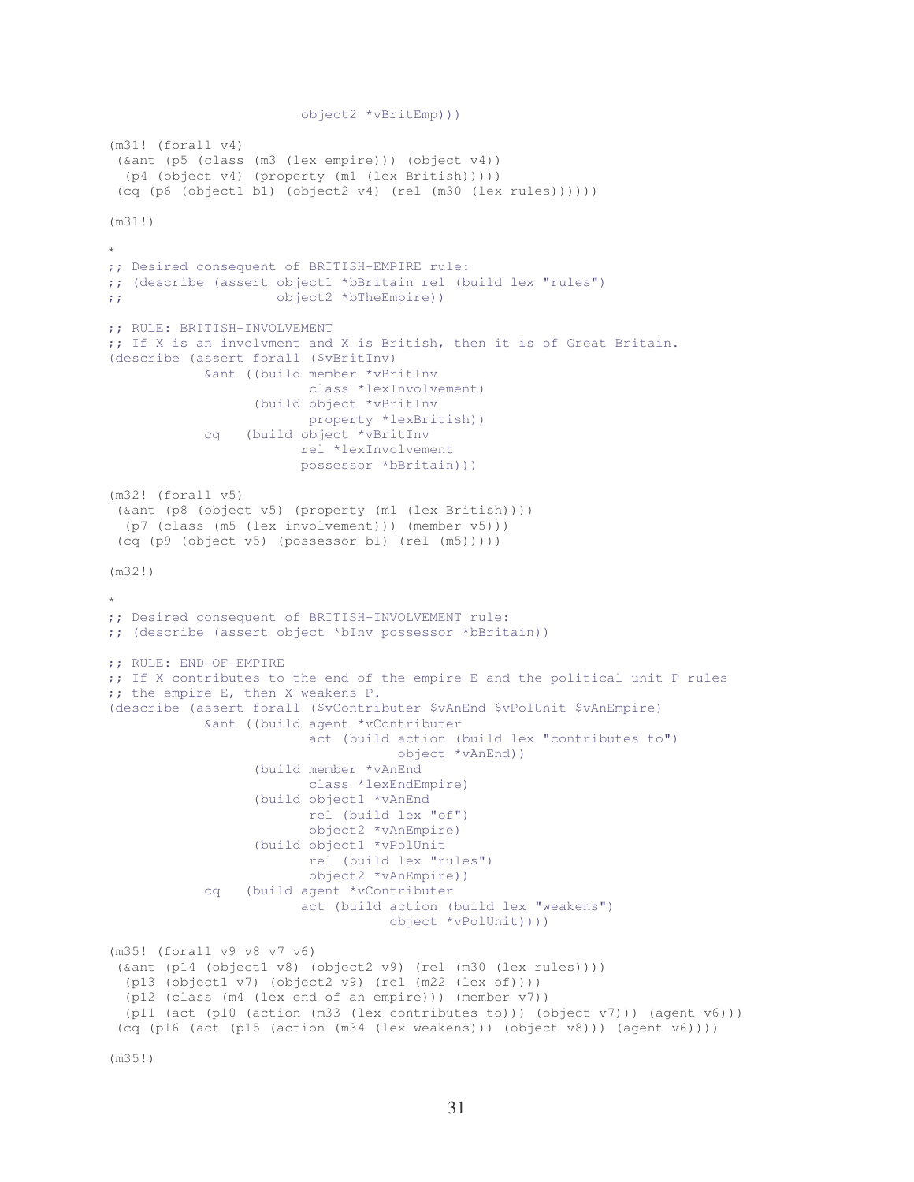```
                         object2 *vBritEmp)))

(m31! (forall v4)
 (&ant (p5 (class (m3 (lex empire))) (object v4))
  (p4 (object v4) (property (m1 (lex British)))))
 (cq (p6 (object1 b1) (object2 v4) (rel (m30 (lex rules))))))

(m31!)

*
;; Desired consequent of BRITISH-EMPIRE rule:
;; (describe (assert object1 *bBritain rel (build lex "rules")
;;                   object2 *bTheEmpire))

;; RULE: BRITISH-INVOLVEMENT
;; If X is an involvment and X is British, then it is of Great Britain.
(describe (assert forall ($vBritInv)
            &ant ((build member *vBritInv
                         class *lexInvolvement)
                  (build object *vBritInv
                         property *lexBritish))
            cq   (build object *vBritInv
                        rel *lexInvolvement
                        possessor *bBritain)))

(m32! (forall v5)
 (&ant (p8 (object v5) (property (m1 (lex British))))
  (p7 (class (m5 (lex involvement))) (member v5)))
 (cq (p9 (object v5) (possessor b1) (rel (m5)))))

(m32!)

*
;; Desired consequent of BRITISH-INVOLVEMENT rule:
;; (describe (assert object *bInv possessor *bBritain))

;; RULE: END-OF-EMPIRE
;; If X contributes to the end of the empire E and the political unit P rules
;; the empire E, then X weakens P.
(describe (assert forall ($vContributer $vAnEnd $vPolUnit $vAnEmpire)
            &ant ((build agent *vContributer
                         act (build action (build lex "contributes to")
                                    object *vAnEnd))
                  (build member *vAnEnd
                         class *lexEndEmpire)
                  (build object1 *vAnEnd
                         rel (build lex "of")
                         object2 *vAnEmpire)
                  (build object1 *vPolUnit
                         rel (build lex "rules")
                         object2 *vAnEmpire))
            cq   (build agent *vContributer
                        act (build action (build lex "weakens")
                                   object *vPolUnit))))

(m35! (forall v9 v8 v7 v6)
 (&ant (p14 (object1 v8) (object2 v9) (rel (m30 (lex rules))))
  (p13 (object1 v7) (object2 v9) (rel (m22 (lex of))))
  (p12 (class (m4 (lex end of an empire))) (member v7))
  (p11 (act (p10 (action (m33 (lex contributes to))) (object v7))) (agent v6)))
 (cq (p16 (act (p15 (action (m34 (lex weakens))) (object v8))) (agent v6))))

(m35!)
```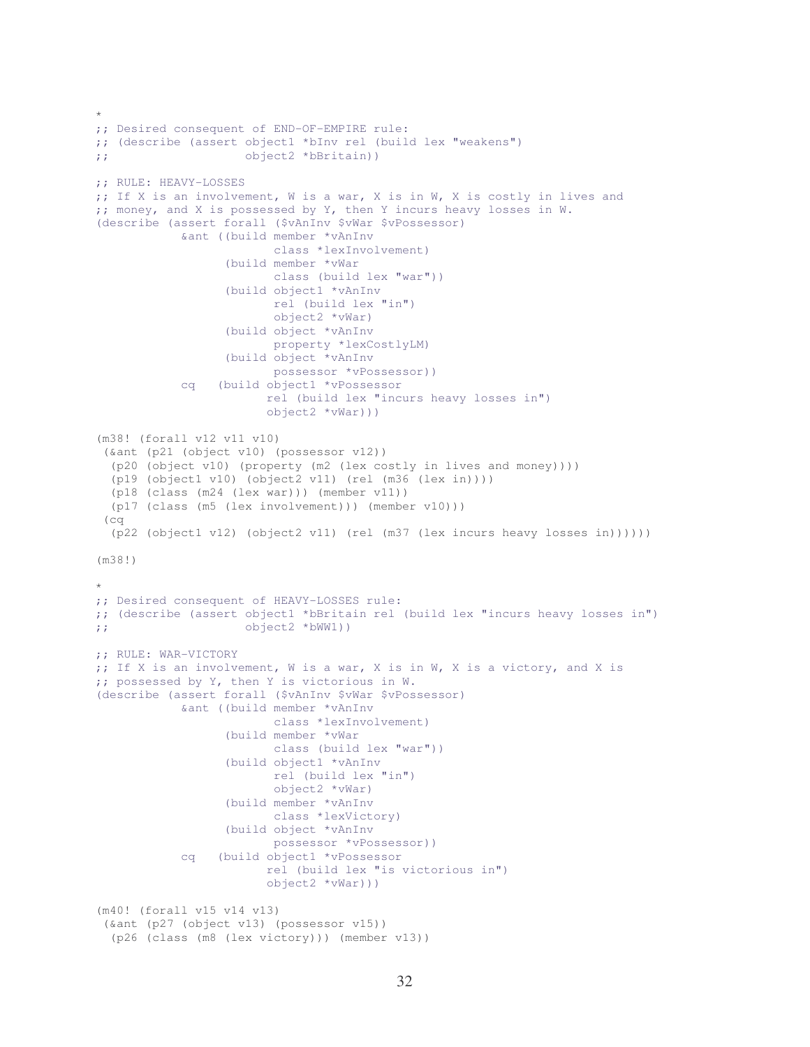```
*
;; Desired consequent of END-OF-EMPIRE rule:
;; (describe (assert object1 *bInv rel (build lex "weakens")
;;                   object2 *bBritain))

;; RULE: HEAVY-LOSSES
;; If X is an involvement, W is a war, X is in W, X is costly in lives and
;; money, and X is possessed by Y, then Y incurs heavy losses in W.
(describe (assert forall ($vAnInv $vWar $vPossessor)
            &ant ((build member *vAnInv
                         class *lexInvolvement)
                  (build member *vWar
                         class (build lex "war"))
                  (build object1 *vAnInv
                         rel (build lex "in")
                         object2 *vWar)
                  (build object *vAnInv
                         property *lexCostlyLM)
                  (build object *vAnInv
                         possessor *vPossessor))
            cq   (build object1 *vPossessor
                        rel (build lex "incurs heavy losses in")
                        object2 *vWar)))

(m38! (forall v12 v11 v10)
 (&ant (p21 (object v10) (possessor v12))
  (p20 (object v10) (property (m2 (lex costly in lives and money))))
  (p19 (object1 v10) (object2 v11) (rel (m36 (lex in))))
  (p18 (class (m24 (lex war))) (member v11))
  (p17 (class (m5 (lex involvement))) (member v10)))
 (cq
  (p22 (object1 v12) (object2 v11) (rel (m37 (lex incurs heavy losses in))))))

(m38!)

*
;; Desired consequent of HEAVY-LOSSES rule:
;; (describe (assert object1 *bBritain rel (build lex "incurs heavy losses in")
;;                   object2 *bWW1))

;; RULE: WAR-VICTORY
;; If X is an involvement, W is a war, X is in W, X is a victory, and X is
;; possessed by Y, then Y is victorious in W.
(describe (assert forall ($vAnInv $vWar $vPossessor)
            &ant ((build member *vAnInv
                         class *lexInvolvement)
                  (build member *vWar
                         class (build lex "war"))
                  (build object1 *vAnInv
                         rel (build lex "in")
                         object2 *vWar)
                  (build member *vAnInv
                         class *lexVictory)
                  (build object *vAnInv
                         possessor *vPossessor))
            cq   (build object1 *vPossessor
                        rel (build lex "is victorious in")
                        object2 *vWar)))

(m40! (forall v15 v14 v13)
 (&ant (p27 (object v13) (possessor v15))
  (p26 (class (m8 (lex victory))) (member v13))
```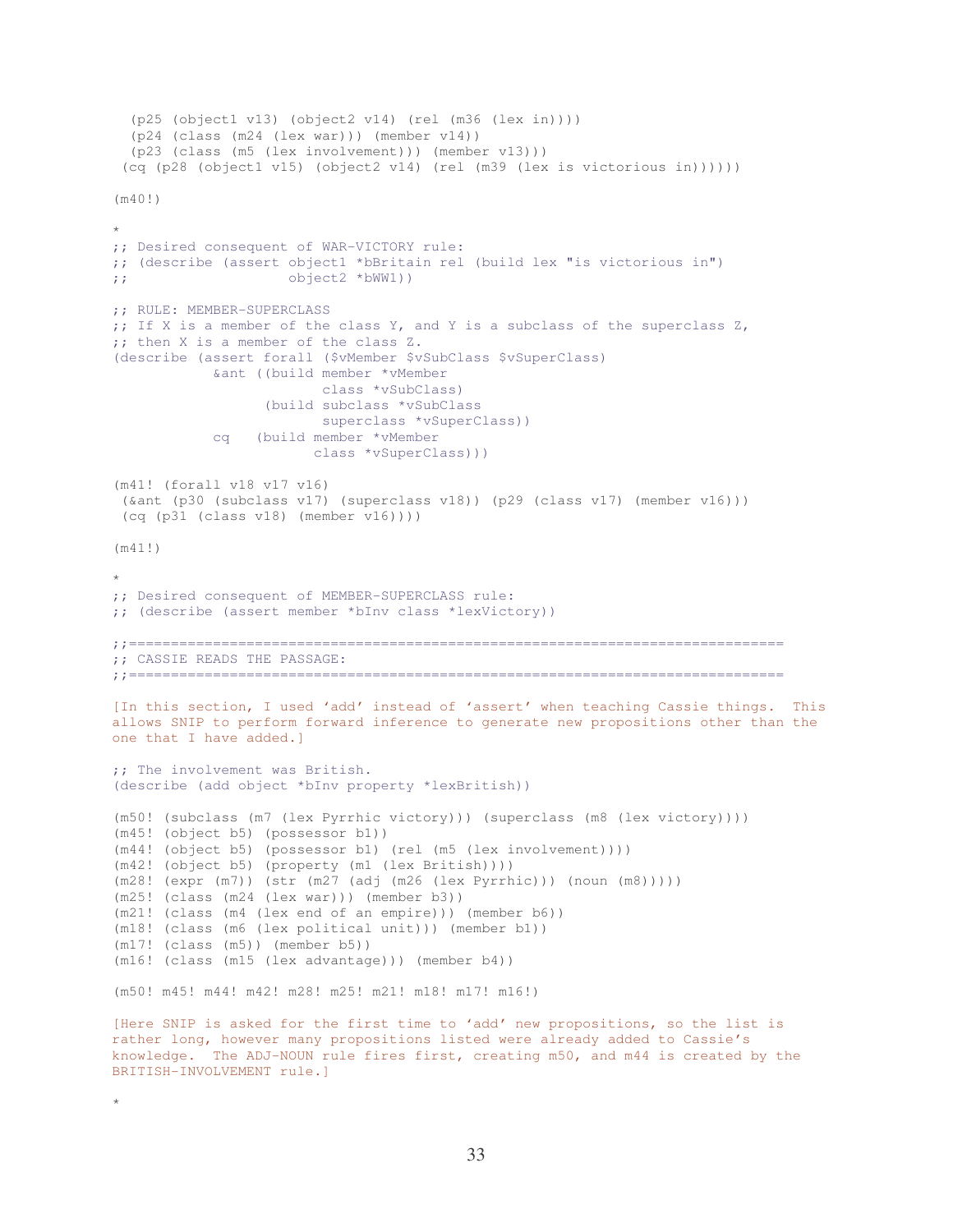```
  (p25 (object1 v13) (object2 v14) (rel (m36 (lex in))))
  (p24 (class (m24 (lex war))) (member v14))
  (p23 (class (m5 (lex involvement))) (member v13)))
 (cq (p28 (object1 v15) (object2 v14) (rel (m39 (lex is victorious in))))))

(m40!)

*
;; Desired consequent of WAR-VICTORY rule:
;; (describe (assert object1 *bBritain rel (build lex "is victorious in")
;;                   object2 *bWW1))

;; RULE: MEMBER-SUPERCLASS
;; If X is a member of the class Y, and Y is a subclass of the superclass Z,
;; then X is a member of the class Z.
(describe (assert forall ($vMember $vSubClass $vSuperClass)
            &ant ((build member *vMember
                         class *vSubClass)
                  (build subclass *vSubClass
                         superclass *vSuperClass))
            cq   (build member *vMember
                        class *vSuperClass)))

(m41! (forall v18 v17 v16)
 (&ant (p30 (subclass v17) (superclass v18)) (p29 (class v17) (member v16)))
 (cq (p31 (class v18) (member v16))))

(m41!)

*
;; Desired consequent of MEMBER-SUPERCLASS rule:
;; (describe (assert member *bInv class *lexVictory))

;;============================================================================
;; CASSIE READS THE PASSAGE:
;;============================================================================
```

[In this section, I used 'add' instead of 'assert' when teaching Cassie things. This allows SNIP to perform forward inference to generate new propositions other than the one that I have added.]

```
;; The involvement was British.
(describe (add object *bInv property *lexBritish))

(m50! (subclass (m7 (lex Pyrrhic victory))) (superclass (m8 (lex victory))))
(m45! (object b5) (possessor b1))
(m44! (object b5) (possessor b1) (rel (m5 (lex involvement))))
(m42! (object b5) (property (m1 (lex British))))
(m28! (expr (m7)) (str (m27 (adj (m26 (lex Pyrrhic))) (noun (m8)))))
(m25! (class (m24 (lex war))) (member b3))
(m21! (class (m4 (lex end of an empire))) (member b6))
(m18! (class (m6 (lex political unit))) (member b1))
(m17! (class (m5)) (member b5))
(m16! (class (m15 (lex advantage))) (member b4))

(m50! m45! m44! m42! m28! m25! m21! m18! m17! m16!)
```

[Here SNIP is asked for the first time to 'add' new propositions, so the list is rather long, however many propositions listed were already added to Cassie's knowledge. The ADJ-NOUN rule fires first, creating m50, and m44 is created by the BRITISH-INVOLVEMENT rule.]

```
*
```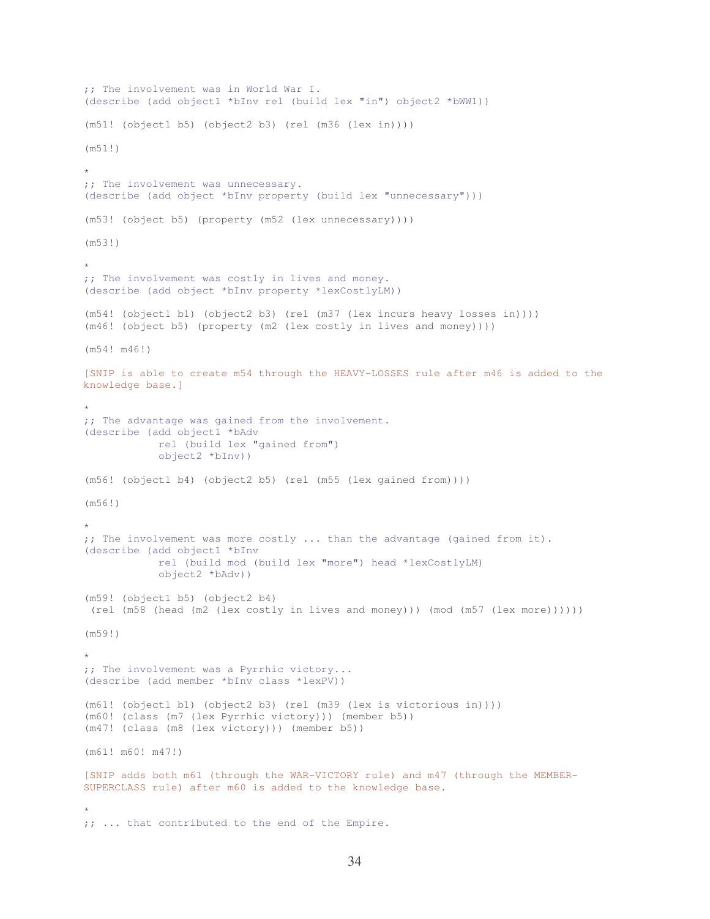```
;; The involvement was in World War I.
(describe (add object1 *bInv rel (build lex "in") object2 *bWW1))

(m51! (object1 b5) (object2 b3) (rel (m36 (lex in))))

(m51!)

*
;; The involvement was unnecessary.
(describe (add object *bInv property (build lex "unnecessary")))

(m53! (object b5) (property (m52 (lex unnecessary))))

(m53!)

*
;; The involvement was costly in lives and money.
(describe (add object *bInv property *lexCostlyLM))

(m54! (object1 b1) (object2 b3) (rel (m37 (lex incurs heavy losses in))))
(m46! (object b5) (property (m2 (lex costly in lives and money))))

(m54! m46!)
```

[SNIP is able to create m54 through the HEAVY-LOSSES rule after m46 is added to the knowledge base.]

```
*
;; The advantage was gained from the involvement.
(describe (add object1 *bAdv
            rel (build lex "gained from")
            object2 *bInv))

(m56! (object1 b4) (object2 b5) (rel (m55 (lex gained from))))

(m56!)

*
;; The involvement was more costly ... than the advantage (gained from it).
(describe (add object1 *bInv
            rel (build mod (build lex "more") head *lexCostlyLM)
            object2 *bAdv))

(m59! (object1 b5) (object2 b4)
 (rel (m58 (head (m2 (lex costly in lives and money))) (mod (m57 (lex more))))))

(m59!)

*
;; The involvement was a Pyrrhic victory...
(describe (add member *bInv class *lexPV))

(m61! (object1 b1) (object2 b3) (rel (m39 (lex is victorious in))))
(m60! (class (m7 (lex Pyrrhic victory))) (member b5))
(m47! (class (m8 (lex victory))) (member b5))

(m61! m60! m47!)
```

[SNIP adds both m61 (through the WAR-VICTORY rule) and m47 (through the MEMBER-SUPERCLASS rule) after m60 is added to the knowledge base.

```
*
;; ... that contributed to the end of the Empire.
```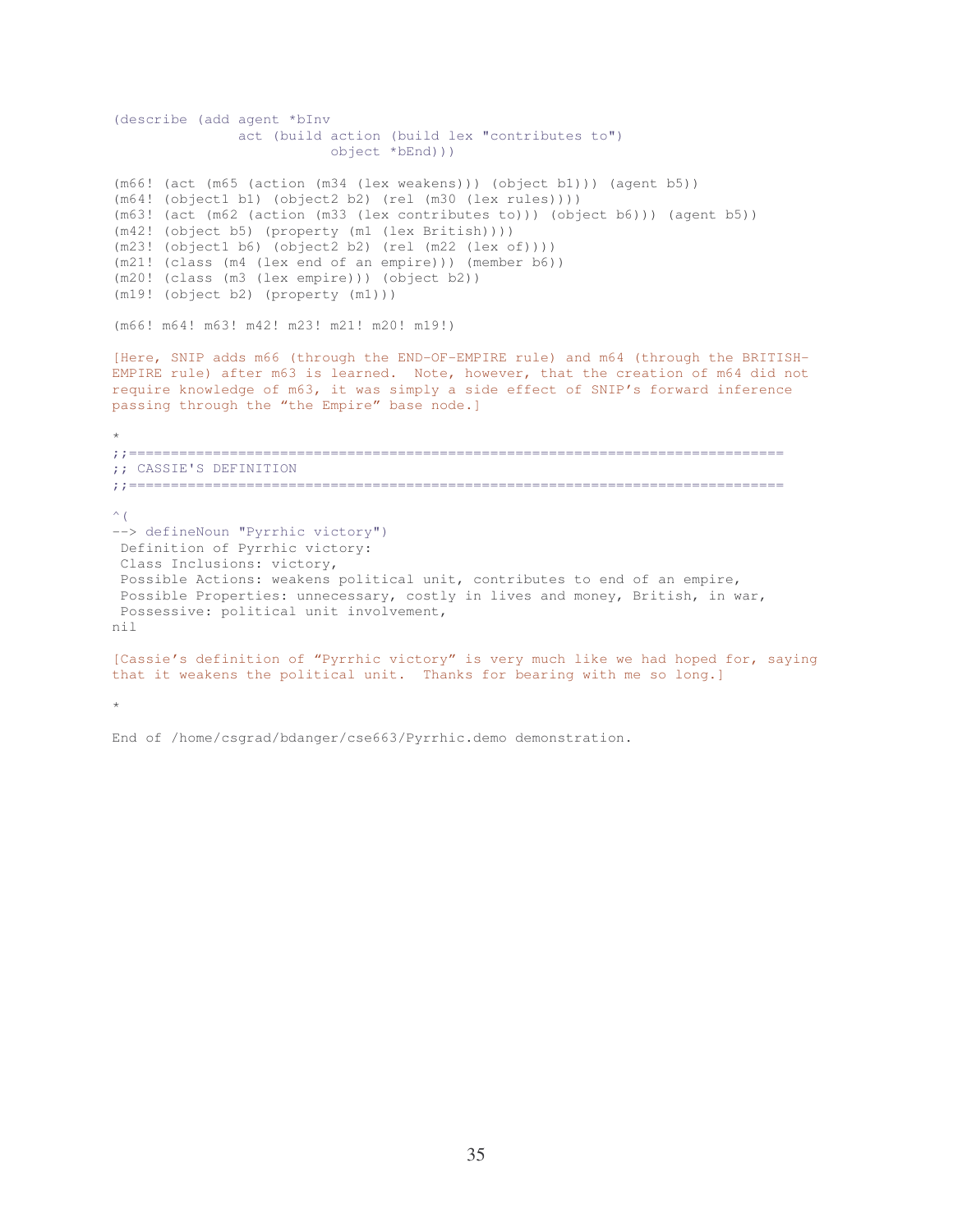```
(describe (add agent *bInv
               act (build action (build lex "contributes to")
                          object *bEnd)))

(m66! (act (m65 (action (m34 (lex weakens))) (object b1))) (agent b5))
(m64! (object1 b1) (object2 b2) (rel (m30 (lex rules))))
(m63! (act (m62 (action (m33 (lex contributes to))) (object b6))) (agent b5))
(m42! (object b5) (property (m1 (lex British))))
(m23! (object1 b6) (object2 b2) (rel (m22 (lex of))))
(m21! (class (m4 (lex end of an empire))) (member b6))
(m20! (class (m3 (lex empire))) (object b2))
(m19! (object b2) (property (m1)))

(m66! m64! m63! m42! m23! m21! m20! m19!)
```

[Here, SNIP adds m66 (through the END-OF-EMPIRE rule) and m64 (through the BRITISH-EMPIRE rule) after m63 is learned. Note, however, that the creation of m64 did not require knowledge of m63, it was simply a side effect of SNIP's forward inference passing through the "the Empire" base node.]

```
*
;;=============================================================================
;; CASSIE'S DEFINITION
;;=============================================================================

^(
--> defineNoun "Pyrrhic victory")
 Definition of Pyrrhic victory:
 Class Inclusions: victory,
 Possible Actions: weakens political unit, contributes to end of an empire,
 Possible Properties: unnecessary, costly in lives and money, British, in war,
 Possessive: political unit involvement,
nil
```

[Cassie's definition of "Pyrrhic victory" is very much like we had hoped for, saying that it weakens the political unit. Thanks for bearing with me so long.]

```
*

End of /home/csgrad/bdanger/cse663/Pyrrhic.demo demonstration.
```